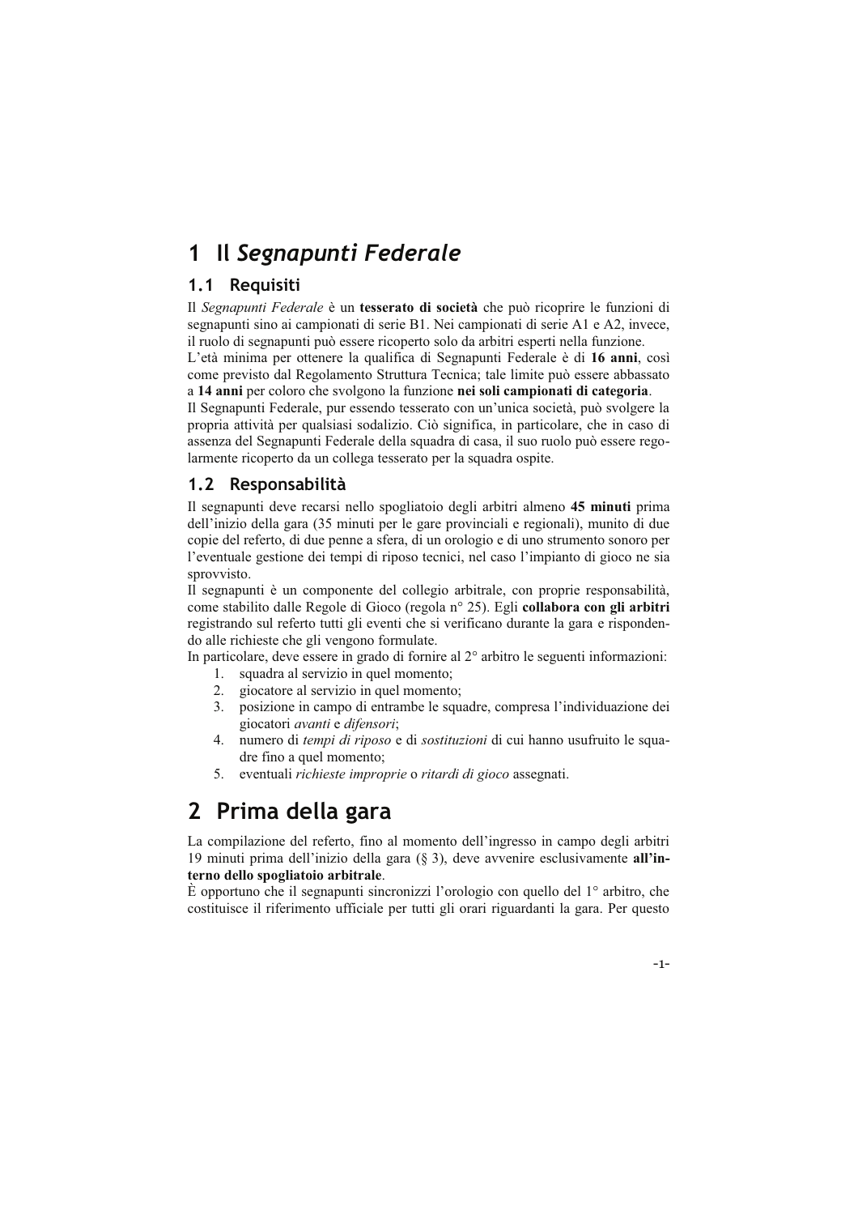# 1 Il *Segnapunti Federale*

## 1.1 Requisiti

Il *Segnapunti Federale* è un **tesserato di società** che può ricoprire le funzioni di segnapunti sino ai campionati di serie B1. Nei campionati di serie A1 e A2, invece, il ruolo di segnapunti può essere ricoperto solo da arbitri esperti nella funzione.
L'età minima per ottenere la qualifica di Segnapunti Federale è di **16 anni**, così come previsto dal Regolamento Struttura Tecnica; tale limite può essere abbassato a **14 anni** per coloro che svolgono la funzione **nei soli campionati di categoria**.
Il Segnapunti Federale, pur essendo tesserato con un'unica società, può svolgere la propria attività per qualsiasi sodalizio. Ciò significa, in particolare, che in caso di assenza del Segnapunti Federale della squadra di casa, il suo ruolo può essere regolarmente ricoperto da un collega tesserato per la squadra ospite.

## 1.2 Responsabilità

Il segnapunti deve recarsi nello spogliatoio degli arbitri almeno **45 minuti** prima dell'inizio della gara (35 minuti per le gare provinciali e regionali), munito di due copie del referto, di due penne a sfera, di un orologio e di uno strumento sonoro per l'eventuale gestione dei tempi di riposo tecnici, nel caso l'impianto di gioco ne sia sprovvisto.
Il segnapunti è un componente del collegio arbitrale, con proprie responsabilità, come stabilito dalle Regole di Gioco (regola n° 25). Egli **collabora con gli arbitri** registrando sul referto tutti gli eventi che si verificano durante la gara e rispondendo alle richieste che gli vengono formulate.
In particolare, deve essere in grado di fornire al 2° arbitro le seguenti informazioni:

1. squadra al servizio in quel momento;
2. giocatore al servizio in quel momento;
3. posizione in campo di entrambe le squadre, compresa l'individuazione dei giocatori *avanti* e *difensori*;
4. numero di *tempi di riposo* e di *sostituzioni* di cui hanno usufruito le squadre fino a quel momento;
5. eventuali *richieste improprie* o *ritardi di gioco* assegnati.

# 2 Prima della gara

La compilazione del referto, fino al momento dell'ingresso in campo degli arbitri 19 minuti prima dell'inizio della gara (§ 3), deve avvenire esclusivamente **all'interno dello spogliatoio arbitrale**.
È opportuno che il segnapunti sincronizzi l'orologio con quello del 1° arbitro, che costituisce il riferimento ufficiale per tutti gli orari riguardanti la gara. Per questo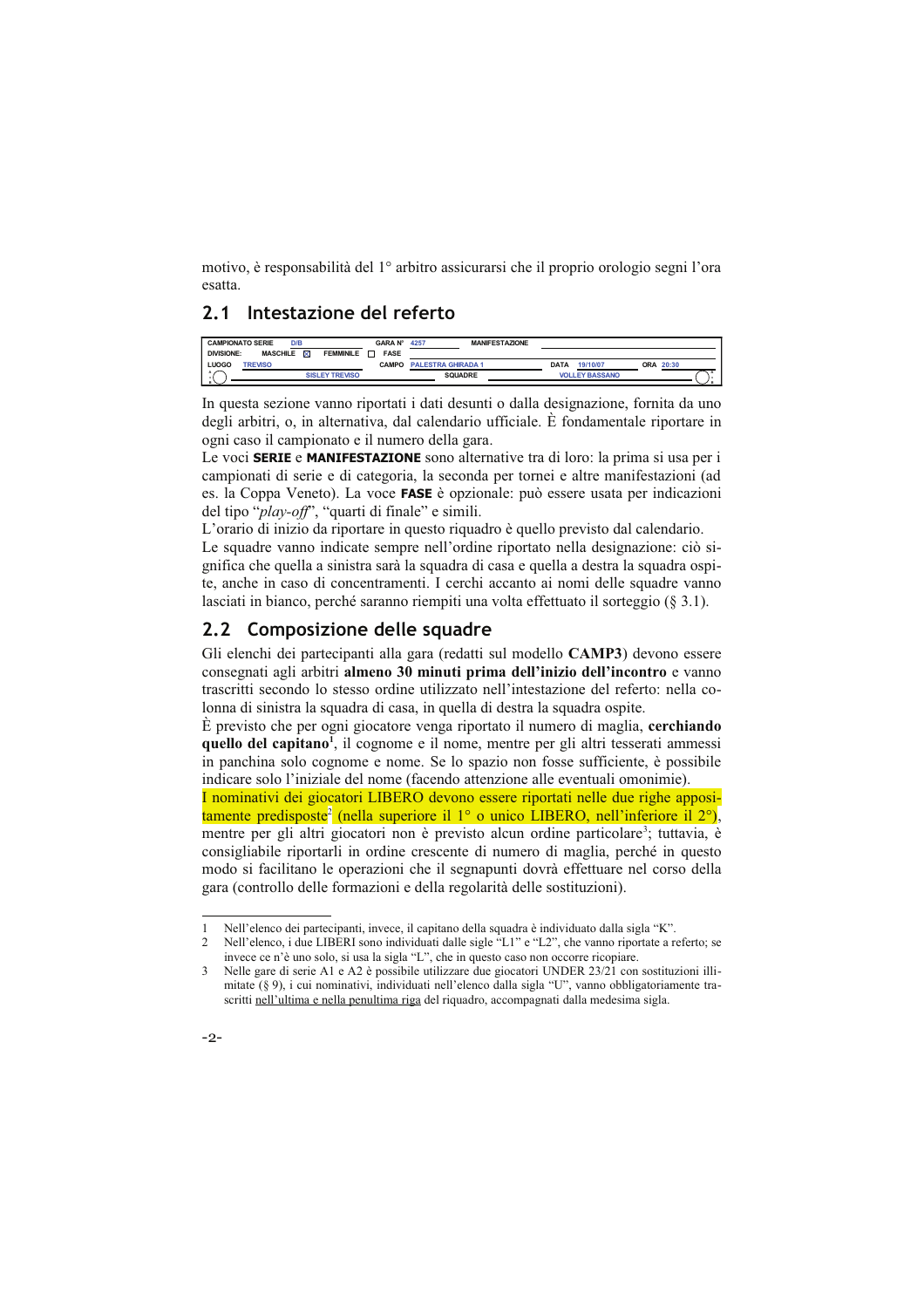motivo, è responsabilità del 1° arbitro assicurarsi che il proprio orologio segni l'ora esatta.

## 2.1 Intestazione del referto

| CAMPIONATO SERIE | D/B | | GARA N° | 4257 | MANIFESTAZIONE | | |
|---|---|---|---|---|---|---|---|
| DIVISIONE: | MASCHILE ☒ | FEMMINILE ☐ | FASE | | | | |
| LUOGO | TREVISO | | CAMPO | PALESTRA GHIRADA 1 | DATA | 19/10/07 | ORA 20:30 |
| ◯ | SISLEY TREVISO | | | SQUADRE | | VOLLEY BASSANO | ◯ |

In questa sezione vanno riportati i dati desunti o dalla designazione, fornita da uno degli arbitri, o, in alternativa, dal calendario ufficiale. È fondamentale riportare in ogni caso il campionato e il numero della gara.

Le voci **SERIE** e **MANIFESTAZIONE** sono alternative tra di loro: la prima si usa per i campionati di serie e di categoria, la seconda per tornei e altre manifestazioni (ad es. la Coppa Veneto). La voce **FASE** è opzionale: può essere usata per indicazioni del tipo "*play-off*", "quarti di finale" e simili.

L'orario di inizio da riportare in questo riquadro è quello previsto dal calendario.

Le squadre vanno indicate sempre nell'ordine riportato nella designazione: ciò significa che quella a sinistra sarà la squadra di casa e quella a destra la squadra ospite, anche in caso di concentramenti. I cerchi accanto ai nomi delle squadre vanno lasciati in bianco, perché saranno riempiti una volta effettuato il sorteggio (§ 3.1).

## 2.2 Composizione delle squadre

Gli elenchi dei partecipanti alla gara (redatti sul modello **CAMP3**) devono essere consegnati agli arbitri **almeno 30 minuti prima dell'inizio dell'incontro** e vanno trascritti secondo lo stesso ordine utilizzato nell'intestazione del referto: nella colonna di sinistra la squadra di casa, in quella di destra la squadra ospite.

È previsto che per ogni giocatore venga riportato il numero di maglia, **cerchiando quello del capitano**[1], il cognome e il nome, mentre per gli altri tesserati ammessi in panchina solo cognome e nome. Se lo spazio non fosse sufficiente, è possibile indicare solo l'iniziale del nome (facendo attenzione alle eventuali omonimie).

I nominativi dei giocatori LIBERO devono essere riportati nelle due righe appositamente predisposte[2] (nella superiore il 1° o unico LIBERO, nell'inferiore il 2°), mentre per gli altri giocatori non è previsto alcun ordine particolare[3]; tuttavia, è consigliabile riportarli in ordine crescente di numero di maglia, perché in questo modo si facilitano le operazioni che il segnapunti dovrà effettuare nel corso della gara (controllo delle formazioni e della regolarità delle sostituzioni).

---

1 Nell'elenco dei partecipanti, invece, il capitano della squadra è individuato dalla sigla "K".

2 Nell'elenco, i due LIBERI sono individuati dalle sigle "L1" e "L2", che vanno riportate a referto; se invece ce n'è uno solo, si usa la sigla "L", che in questo caso non occorre ricopiare.

3 Nelle gare di serie A1 e A2 è possibile utilizzare due giocatori UNDER 23/21 con sostituzioni illimitate (§ 9), i cui nominativi, individuati nell'elenco dalla sigla "U", vanno obbligatoriamente trascritti nell'ultima e nella penultima riga del riquadro, accompagnati dalla medesima sigla.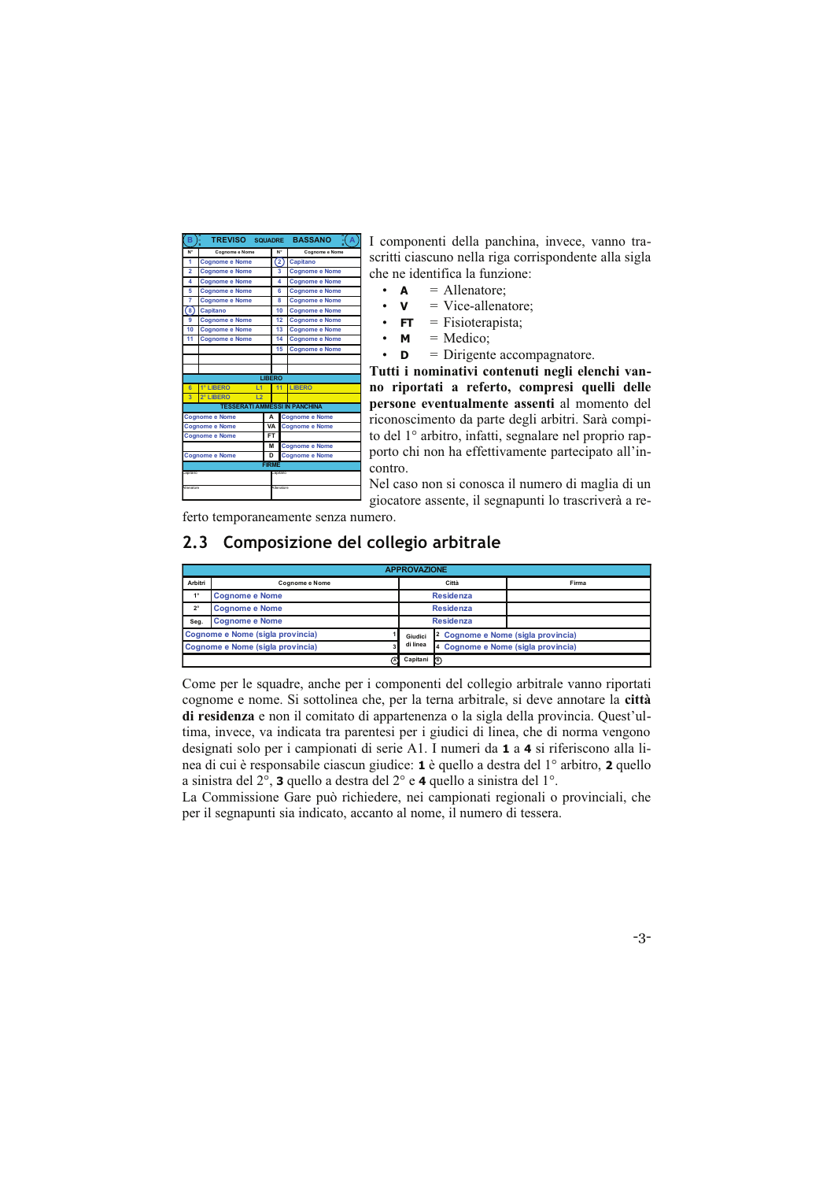| B | TREVISO | SQUADRE | BASSANO | A |
|---|---|---|---|---|
| N° | Cognome e Nome | | N° | Cognome e Nome |
| 1 | Cognome e Nome | | (2) | Capitano |
| 2 | Cognome e Nome | | 3 | Cognome e Nome |
| 4 | Cognome e Nome | | 4 | Cognome e Nome |
| 5 | Cognome e Nome | | 6 | Cognome e Nome |
| 7 | Cognome e Nome | | 8 | Cognome e Nome |
| (8) | Capitano | | 10 | Cognome e Nome |
| 9 | Cognome e Nome | | 12 | Cognome e Nome |
| 10 | Cognome e Nome | | 13 | Cognome e Nome |
| 11 | Cognome e Nome | | 14 | Cognome e Nome |
| | | | 15 | Cognome e Nome |
| | | | | |
| | | | | |
| LIBERO | | | | |
| 6 | 1° LIBERO | L1 | 11 | LIBERO |
| 3 | 2° LIBERO | L2 | | |
| TESSERATI AMMESSI IN PANCHINA | | | | |
| Cognome e Nome | | A | Cognome e Nome | |
| Cognome e Nome | | VA | Cognome e Nome | |
| Cognome e Nome | | FT | | |
| | | M | Cognome e Nome | |
| Cognome e Nome | | D | Cognome e Nome | |
| FIRME | | | | |
| Capitano | | | Capitano | |
| Allenatore | | | Allenatore | |

I componenti della panchina, invece, vanno trascritti ciascuno nella riga corrispondente alla sigla che ne identifica la funzione:

- **A** = Allenatore;
- **V** = Vice-allenatore;
- **FT** = Fisioterapista;
- **M** = Medico;
- **D** = Dirigente accompagnatore.

**Tutti i nominativi contenuti negli elenchi vanno riportati a referto, compresi quelli delle persone eventualmente assenti** al momento del riconoscimento da parte degli arbitri. Sarà compito del 1° arbitro, infatti, segnalare nel proprio rapporto chi non ha effettivamente partecipato all'incontro.

Nel caso non si conosca il numero di maglia di un giocatore assente, il segnapunti lo trascriverà a referto temporaneamente senza numero.

## 2.3 Composizione del collegio arbitrale

| APPROVAZIONE | | | | | |
|---|---|---|---|---|---|
| Arbitri | Cognome e Nome | | Città | | Firma |
| 1° | Cognome e Nome | | Residenza | | |
| 2° | Cognome e Nome | | Residenza | | |
| Seg. | Cognome e Nome | | Residenza | | |
| Cognome e Nome (sigla provincia) | | 1 | Giudici di linea | 2 | Cognome e Nome (sigla provincia) |
| Cognome e Nome (sigla provincia) | | 3 | | 4 | Cognome e Nome (sigla provincia) |
| | | (C) | Capitani | (C) | |

Come per le squadre, anche per i componenti del collegio arbitrale vanno riportati cognome e nome. Si sottolinea che, per la terna arbitrale, si deve annotare la **città di residenza** e non il comitato di appartenenza o la sigla della provincia. Quest'ultima, invece, va indicata tra parentesi per i giudici di linea, che di norma vengono designati solo per i campionati di serie A1. I numeri da **1** a **4** si riferiscono alla linea di cui è responsabile ciascun giudice: **1** è quello a destra del 1° arbitro, **2** quello a sinistra del 2°, **3** quello a destra del 2° e **4** quello a sinistra del 1°.

La Commissione Gare può richiedere, nei campionati regionali o provinciali, che per il segnapunti sia indicato, accanto al nome, il numero di tessera.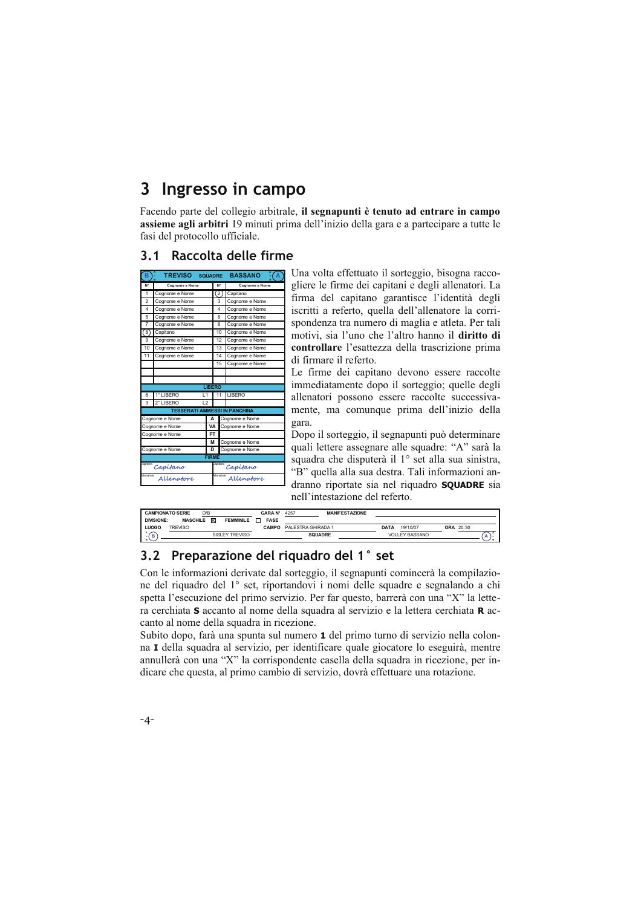# 3 Ingresso in campo

Facendo parte del collegio arbitrale, **il segnapunti è tenuto ad entrare in campo assieme agli arbitri** 19 minuti prima dell'inizio della gara e a partecipare a tutte le fasi del protocollo ufficiale.

## 3.1 Raccolta delle firme

| B | TREVISO | SQUADRE | BASSANO | A |
|---|---|---|---|---|
| N° | Cognome e Nome | | N° | Cognome e Nome |
| 1 | Cognome e Nome | | (2) | Capitano |
| 2 | Cognome e Nome | | 3 | Cognome e Nome |
| 4 | Cognome e Nome | | 4 | Cognome e Nome |
| 5 | Cognome e Nome | | 6 | Cognome e Nome |
| 7 | Cognome e Nome | | 8 | Cognome e Nome |
| (8) | Capitano | | 10 | Cognome e Nome |
| 9 | Cognome e Nome | | 12 | Cognome e Nome |
| 10 | Cognome e Nome | | 13 | Cognome e Nome |
| 11 | Cognome e Nome | | 14 | Cognome e Nome |
| | | | 15 | Cognome e Nome |
| | | LIBERO | | |
| 6 | 1° LIBERO | L1 | 11 | LIBERO |
| 3 | 2° LIBERO | L2 | | |
| | | TESSERATI AMMESSI IN PANCHINA | | |
| Cognome e Nome | | A | | Cognome e Nome |
| Cognome e Nome | | VA | | Cognome e Nome |
| Cognome e Nome | | FT | | |
| | | M | | Cognome e Nome |
| Cognome e Nome | | D | | Cognome e Nome |
| | | FIRME | | |
| Capitano: Capitano | | | | Capitano: Capitano |
| Allenatore: Allenatore | | | | Allenatore: Allenatore |

Una volta effettuato il sorteggio, bisogna raccogliere le firme dei capitani e degli allenatori. La firma del capitano garantisce l'identità degli iscritti a referto, quella dell'allenatore la corrispondenza tra numero di maglia e atleta. Per tali motivi, sia l'uno che l'altro hanno il **diritto di controllare** l'esattezza della trascrizione prima di firmare il referto.

Le firme dei capitano devono essere raccolte immediatamente dopo il sorteggio; quelle degli allenatori possono essere raccolte successivamente, ma comunque prima dell'inizio della gara.

Dopo il sorteggio, il segnapunti può determinare quali lettere assegnare alle squadre: "A" sarà la squadra che disputerà il 1° set alla sua sinistra, "B" quella alla sua destra. Tali informazioni andranno riportate sia nel riquadro **SQUADRE** sia nell'intestazione del referto.

| CAMPIONATO SERIE | D/B | GARA N° | 4257 | MANIFESTAZIONE | | |
|---|---|---|---|---|---|---|
| DIVISIONE: | MASCHILE ☒ FEMMINILE ☐ | FASE | | | | |
| LUOGO | TREVISO | CAMPO | PALESTRA GHIRADA 1 | DATA 19/10/07 | ORA 20:30 | |
| (B) | SISLEY TREVISO | | SQUADRE | VOLLEY BASSANO | | (A) |

## 3.2 Preparazione del riquadro del 1° set

Con le informazioni derivate dal sorteggio, il segnapunti comincerà la compilazione del riquadro del 1° set, riportandovi i nomi delle squadre e segnalando a chi spetta l'esecuzione del primo servizio. Per far questo, barrerà con una "X" la lettera cerchiata **S** accanto al nome della squadra al servizio e la lettera cerchiata **R** accanto al nome della squadra in ricezione.

Subito dopo, farà una spunta sul numero **1** del primo turno di servizio nella colonna **I** della squadra al servizio, per identificare quale giocatore lo eseguirà, mentre annullerà con una "X" la corrispondente casella della squadra in ricezione, per indicare che questa, al primo cambio di servizio, dovrà effettuare una rotazione.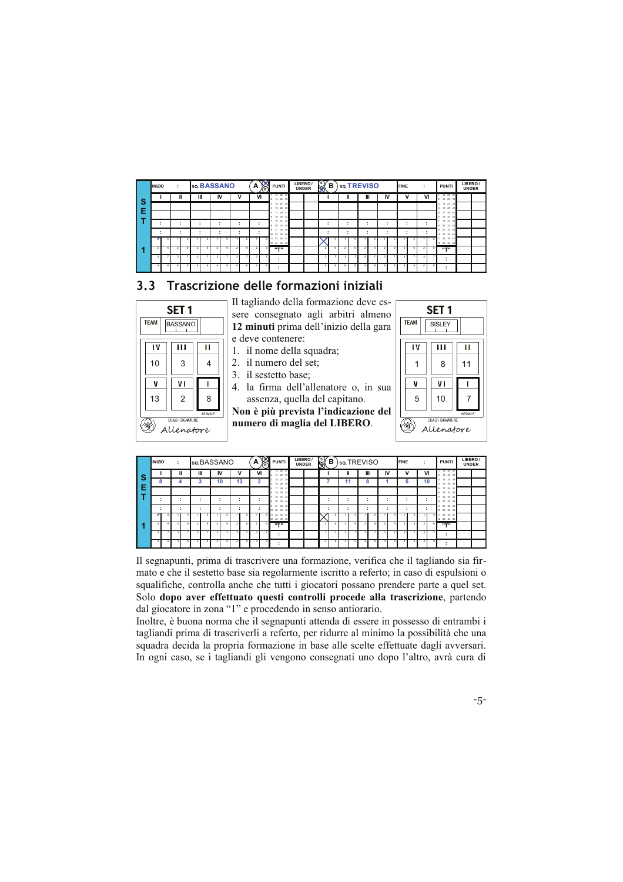| SET 1 | INIZIO : | SQ. BASSANO | | | | | A | PUNTI | LIBERO / UNDER | B | SQ. TREVISO | | | | FINE : | | PUNTI | LIBERO / UNDER |
|---|---|---|---|---|---|---|---|---|---|---|---|---|---|---|---|---|---|---|
| | I | II | III | IV | V | VI | | | | I | II | III | IV | V | VI | | | |

## 3.3 Trascrizione delle formazioni iniziali

| SET 1 | | |
|---|---|---|
| TEAM | BASSANO | |
| IV | III | II |
| 10 | 3 | 4 |
| V | VI | I |
| 13 | 2 | 8 |
| COACH SIGNATURE | Allenatore | SERVICE |

Il tagliando della formazione deve essere consegnato agli arbitri almeno **12 minuti** prima dell'inizio della gara e deve contenere:

1. il nome della squadra;
2. il numero del set;
3. il sestetto base;
4. la firma dell'allenatore o, in sua assenza, quella del capitano.

**Non è più prevista l'indicazione del numero di maglia del LIBERO**.

| SET 1 | | |
|---|---|---|
| TEAM | SISLEY | |
| IV | III | II |
| 1 | 8 | 11 |
| V | VI | I |
| 5 | 10 | 7 |
| COACH SIGNATURE | Allenatore | SERVICE |

| SET 1 | INIZIO : | SQ. BASSANO | | | | | A | PUNTI | LIBERO / UNDER | B | SQ. TREVISO | | | | FINE : | | PUNTI | LIBERO / UNDER |
|---|---|---|---|---|---|---|---|---|---|---|---|---|---|---|---|---|---|---|
| | I | II | III | IV | V | VI | | | | I | II | III | IV | V | VI | | | |
| | 8 | 4 | 3 | 10 | 13 | 2 | | | | 7 | 11 | 8 | 1 | 5 | 10 | | | |

Il segnapunti, prima di trascrivere una formazione, verifica che il tagliando sia firmato e che il sestetto base sia regolarmente iscritto a referto; in caso di espulsioni o squalifiche, controlla anche che tutti i giocatori possano prendere parte a quel set. Solo **dopo aver effettuato questi controlli procede alla trascrizione**, partendo dal giocatore in zona "1" e procedendo in senso antiorario.

Inoltre, è buona norma che il segnapunti attenda di essere in possesso di entrambi i tagliandi prima di trascriverli a referto, per ridurre al minimo la possibilità che una squadra decida la propria formazione in base alle scelte effettuate dagli avversari. In ogni caso, se i tagliandi gli vengono consegnati uno dopo l'altro, avrà cura di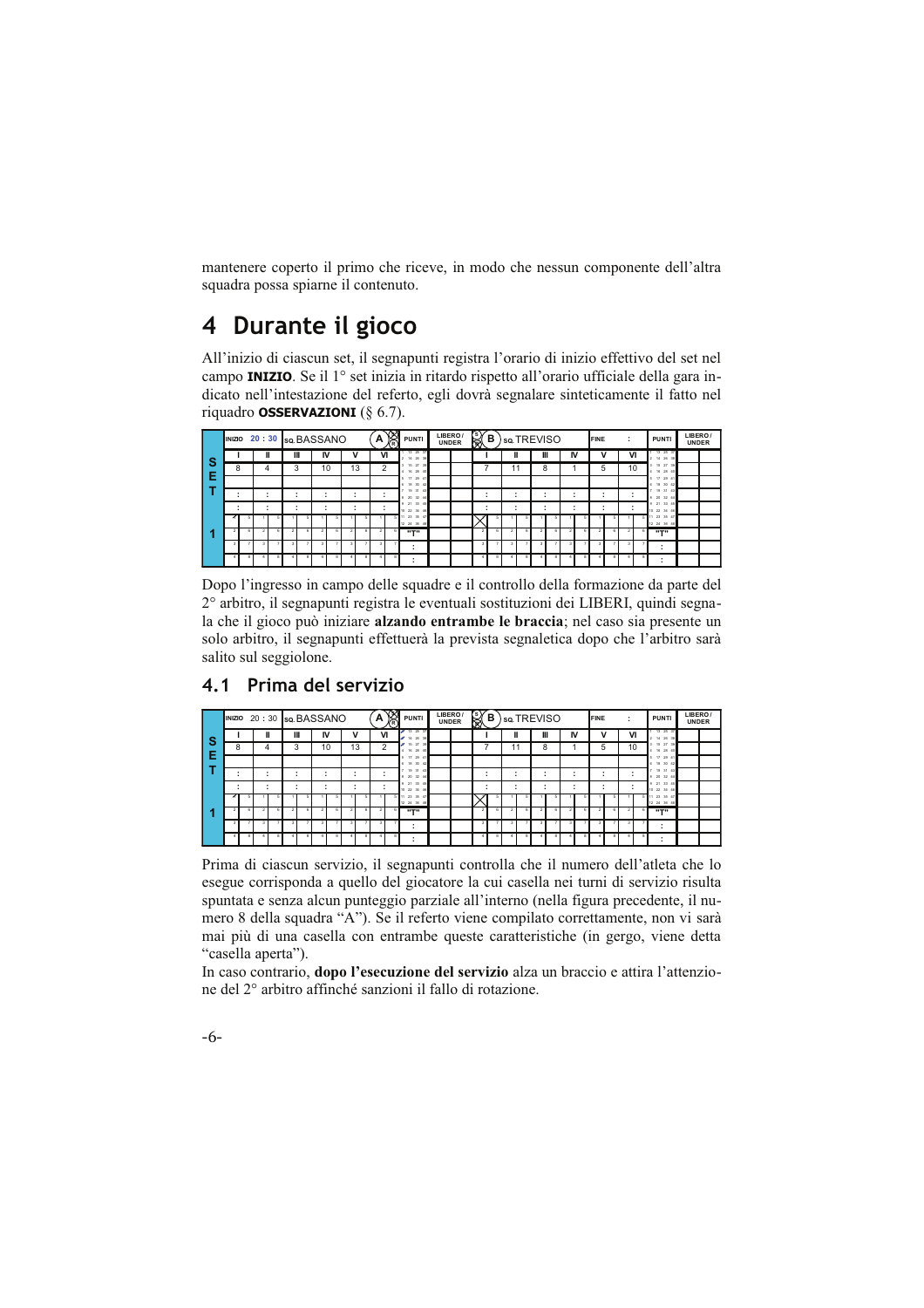mantenere coperto il primo che riceve, in modo che nessun componente dell'altra squadra possa spiarne il contenuto.

# 4 Durante il gioco

All'inizio di ciascun set, il segnapunti registra l'orario di inizio effettivo del set nel campo **INIZIO**. Se il 1° set inizia in ritardo rispetto all'orario ufficiale della gara indicato nell'intestazione del referto, egli dovrà segnalare sinteticamente il fatto nel riquadro **OSSERVAZIONI** (§ 6.7).

| SET 1 | INIZIO 20 : 30 | SQ. BASSANO | | | | A | PUNTI | LIBERO / UNDER | B | SQ. TREVISO | | | | | FINE : | PUNTI | LIBERO / UNDER |
|---|---|---|---|---|---|---|---|---|---|---|---|---|---|---|---|---|---|
| | I | II | III | IV | V | VI | | | I | II | III | IV | V | VI | | | |
| | 8 | 4 | 3 | 10 | 13 | 2 | | | 7 | 11 | 8 | 1 | 5 | 10 | | | |

Dopo l'ingresso in campo delle squadre e il controllo della formazione da parte del 2° arbitro, il segnapunti registra le eventuali sostituzioni dei LIBERI, quindi segnala che il gioco può iniziare **alzando entrambe le braccia**; nel caso sia presente un solo arbitro, il segnapunti effettuerà la prevista segnaletica dopo che l'arbitro sarà salito sul seggiolone.

## 4.1 Prima del servizio

| SET 1 | INIZIO 20 : 30 | SQ. BASSANO | | | | A | PUNTI | LIBERO / UNDER | B | SQ. TREVISO | | | | | FINE : | PUNTI | LIBERO / UNDER |
|---|---|---|---|---|---|---|---|---|---|---|---|---|---|---|---|---|---|
| | I | II | III | IV | V | VI | | | I | II | III | IV | V | VI | | | |
| | 8 | 4 | 3 | 10 | 13 | 2 | | | 7 | 11 | 8 | 1 | 5 | 10 | | | |

Prima di ciascun servizio, il segnapunti controlla che il numero dell'atleta che lo esegue corrisponda a quello del giocatore la cui casella nei turni di servizio risulta spuntata e senza alcun punteggio parziale all'interno (nella figura precedente, il numero 8 della squadra "A"). Se il referto viene compilato correttamente, non vi sarà mai più di una casella con entrambe queste caratteristiche (in gergo, viene detta "casella aperta").

In caso contrario, **dopo l'esecuzione del servizio** alza un braccio e attira l'attenzione del 2° arbitro affinché sanzioni il fallo di rotazione.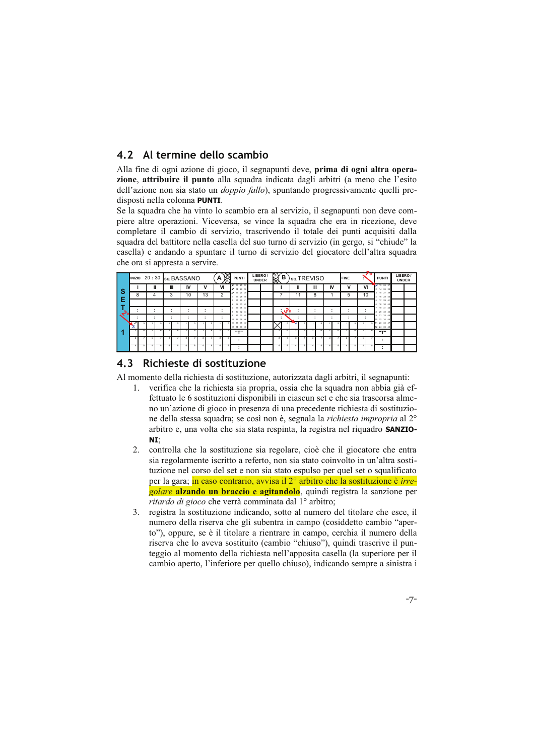## 4.2 Al termine dello scambio

Alla fine di ogni azione di gioco, il segnapunti deve, **prima di ogni altra operazione**, **attribuire il punto** alla squadra indicata dagli arbitri (a meno che l'esito dell'azione non sia stato un *doppio fallo*), spuntando progressivamente quelli predisposti nella colonna **PUNTI**.

Se la squadra che ha vinto lo scambio era al servizio, il segnapunti non deve compiere altre operazioni. Viceversa, se vince la squadra che era in ricezione, deve completare il cambio di servizio, trascrivendo il totale dei punti acquisiti dalla squadra del battitore nella casella del suo turno di servizio (in gergo, si "chiude" la casella) e andando a spuntare il turno di servizio del giocatore dell'altra squadra che ora si appresta a servire.

| INIZIO 20 : 30 | SQ. BASSANO | | | | A | PUNTI | LIBERO / UNDER | B | SQ. TREVISO | | | | | FINE | PUNTI | LIBERO / UNDER |
|---|---|---|---|---|---|---|---|---|---|---|---|---|---|---|---|---|
| I | II | III | IV | V | VI | | | I | II | III | IV | V | VI | | | |
| 8 | 4 | 3 | 10 | 13 | 2 | | | 7 | 11 | 8 | 1 | 5 | 10 | | | |

## 4.3 Richieste di sostituzione

Al momento della richiesta di sostituzione, autorizzata dagli arbitri, il segnapunti:

1. verifica che la richiesta sia propria, ossia che la squadra non abbia già effettuato le 6 sostituzioni disponibili in ciascun set e che sia trascorsa almeno un'azione di gioco in presenza di una precedente richiesta di sostituzione della stessa squadra; se così non è, segnala la *richiesta impropria* al 2° arbitro e, una volta che sia stata respinta, la registra nel riquadro **SANZIONI**;
2. controlla che la sostituzione sia regolare, cioè che il giocatore che entra sia regolarmente iscritto a referto, non sia stato coinvolto in un'altra sostituzione nel corso del set e non sia stato espulso per quel set o squalificato per la gara; in caso contrario, avvisa il 2° arbitro che la sostituzione è *irregolare* **alzando un braccio e agitandolo**, quindi registra la sanzione per *ritardo di gioco* che verrà comminata dal 1° arbitro;
3. registra la sostituzione indicando, sotto al numero del titolare che esce, il numero della riserva che gli subentra in campo (cosiddetto cambio "aperto"), oppure, se è il titolare a rientrare in campo, cerchia il numero della riserva che lo aveva sostituito (cambio "chiuso"), quindi trascrive il punteggio al momento della richiesta nell'apposita casella (la superiore per il cambio aperto, l'inferiore per quello chiuso), indicando sempre a sinistra i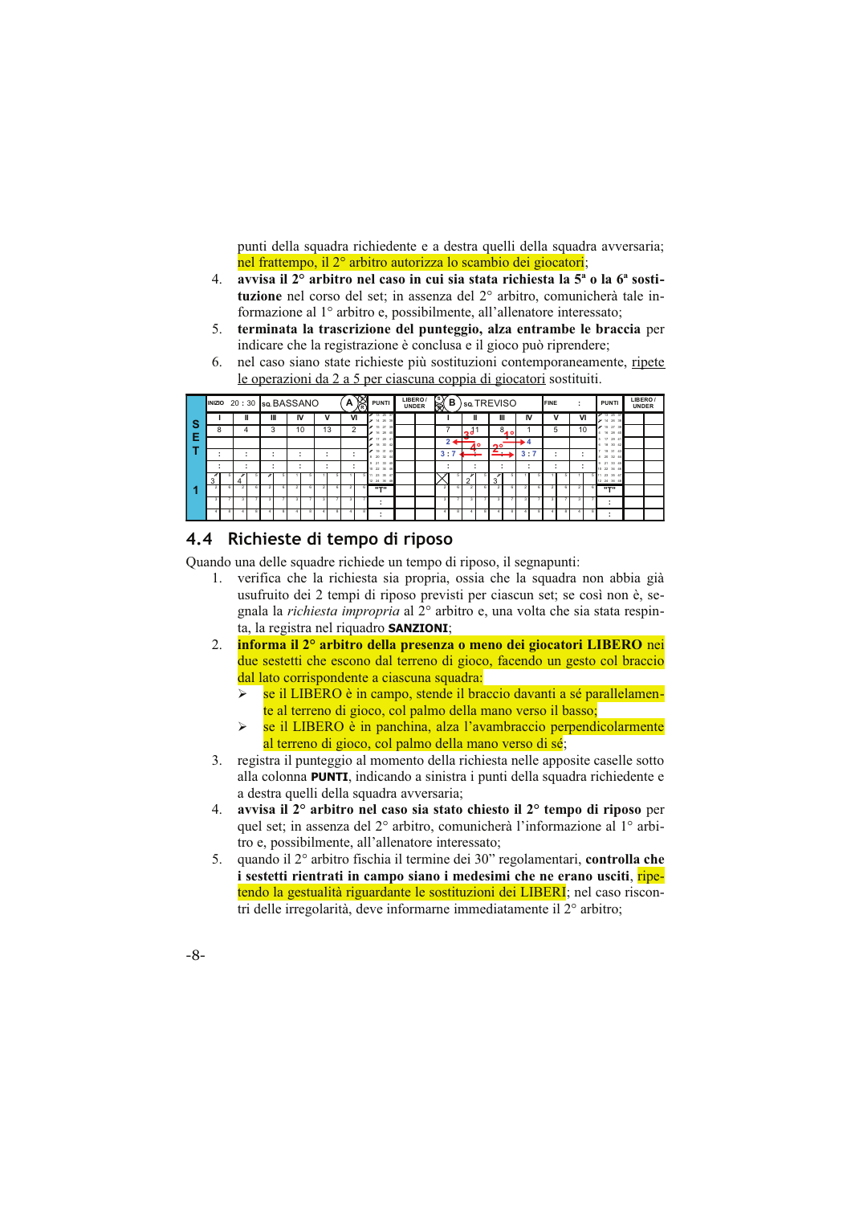punti della squadra richiedente e a destra quelli della squadra avversaria; nel frattempo, il 2° arbitro autorizza lo scambio dei giocatori;

4. **avvisa il 2° arbitro nel caso in cui sia stata richiesta la 5ª o la 6ª sostituzione** nel corso del set; in assenza del 2° arbitro, comunicherà tale informazione al 1° arbitro e, possibilmente, all'allenatore interessato;
5. **terminata la trascrizione del punteggio, alza entrambe le braccia** per indicare che la registrazione è conclusa e il gioco può riprendere;
6. nel caso siano state richieste più sostituzioni contemporaneamente, ripete le operazioni da 2 a 5 per ciascuna coppia di giocatori sostituiti.

| SET 1 | INIZIO 20 : 30 | SQ. BASSANO | | | | A | PUNTI | LIBERO / UNDER | B | SQ. TREVISO | | | | FINE : | | PUNTI | LIBERO / UNDER |
|---|---|---|---|---|---|---|---|---|---|---|---|---|---|---|---|---|---|
| | I | II | III | IV | V | VI | | | I | II | III | IV | V | VI | | | |
| | 8 | 4 | 3 | 10 | 13 | 2 | | | 7 | 11 | 8 | 1 | 5 | 10 | | | |
| | | | | | | | | | 2 | 4° 3° | 2° 1° | 4 | | | | | |
| | : | : | : | : | : | : | | | 3 : 7 | : | : | 3 : 7 | : | : | | | |
| | : | : | : | : | : | : | | | : | : | : | : | : | : | | | |
| | 3 | 4 | | | | | "T" | | | 2 | 3 | | | | "T" | | |

## 4.4 Richieste di tempo di riposo

Quando una delle squadre richiede un tempo di riposo, il segnapunti:

1. verifica che la richiesta sia propria, ossia che la squadra non abbia già usufruito dei 2 tempi di riposo previsti per ciascun set; se così non è, segnala la *richiesta impropria* al 2° arbitro e, una volta che sia stata respinta, la registra nel riquadro **SANZIONI**;
2. **informa il 2° arbitro della presenza o meno dei giocatori LIBERO** nei due sestetti che escono dal terreno di gioco, facendo un gesto col braccio dal lato corrispondente a ciascuna squadra:
   - se il LIBERO è in campo, stende il braccio davanti a sé parallelamente al terreno di gioco, col palmo della mano verso il basso;
   - se il LIBERO è in panchina, alza l'avambraccio perpendicolarmente al terreno di gioco, col palmo della mano verso di sé;
3. registra il punteggio al momento della richiesta nelle apposite caselle sotto alla colonna **PUNTI**, indicando a sinistra i punti della squadra richiedente e a destra quelli della squadra avversaria;
4. **avvisa il 2° arbitro nel caso sia stato chiesto il 2° tempo di riposo** per quel set; in assenza del 2° arbitro, comunicherà l'informazione al 1° arbitro e, possibilmente, all'allenatore interessato;
5. quando il 2° arbitro fischia il termine dei 30" regolamentari, **controlla che i sestetti rientrati in campo siano i medesimi che ne erano usciti**, ripetendo la gestualità riguardante le sostituzioni dei LIBERI; nel caso riscontri delle irregolarità, deve informarne immediatamente il 2° arbitro;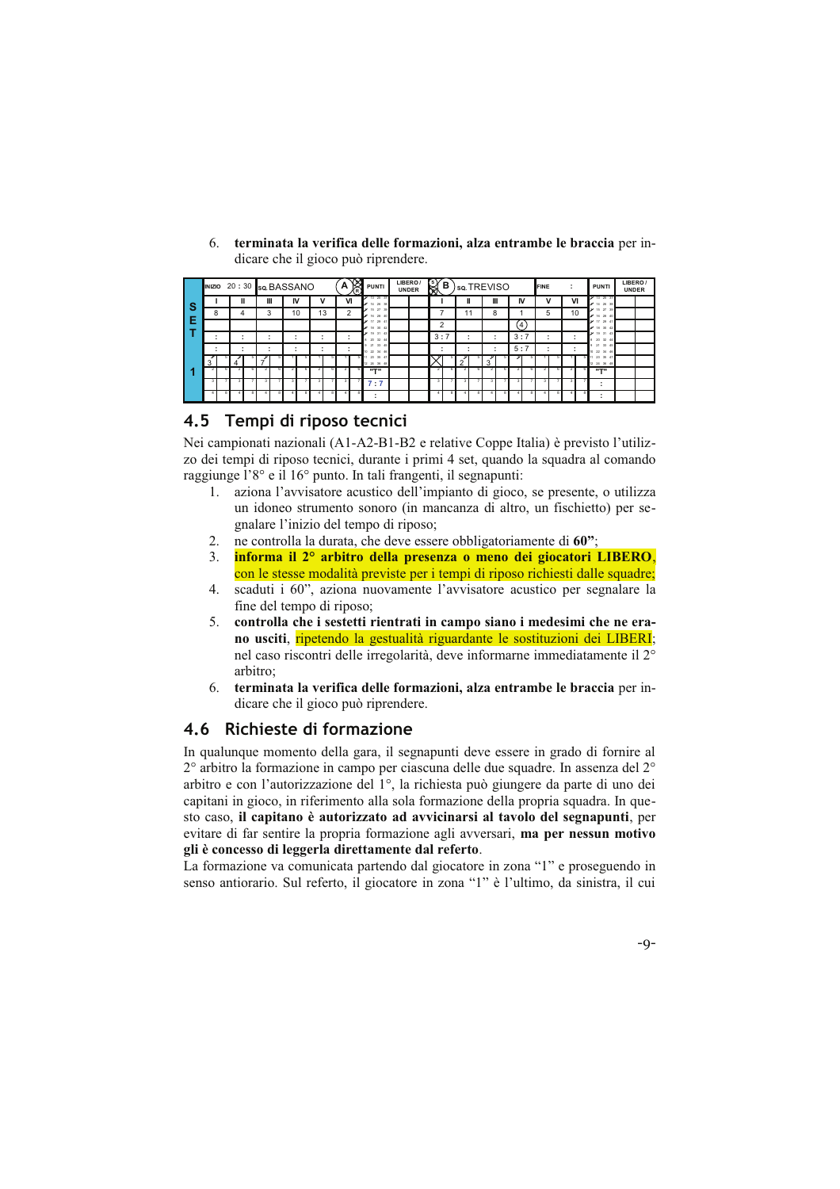6. **terminata la verifica delle formazioni, alza entrambe le braccia** per indicare che il gioco può riprendere.

| SET 1 | INIZIO 20 : 30 | SQ. BASSANO | | | | A | PUNTI | LIBERO / UNDER | B | SQ. TREVISO | | | | | FINE : | PUNTI | LIBERO / UNDER |
|---|---|---|---|---|---|---|---|---|---|---|---|---|---|---|---|---|---|
| | I | II | III | IV | V | VI | | | I | II | III | IV | V | VI | | | |
| | 8 | 4 | 3 | 10 | 13 | 2 | | | 7 | 11 | 8 | 1 | 5 | 10 | | | |
| | | | | | | | | | 2 | | | (4) | | | | | |
| | : | : | : | : | : | : | | | 3 : 7 | : | : | 3 : 7 | : | : | | | |
| | : | : | : | : | : | : | | | : | : | : | 5 : 7 | : | : | | | |
| | 3 | 4 | 7 | | | | "T" | | | 2 | 3 | | | | "T" | | |
| | | | | | | | 7 : 7 | | | | | | | | : | | |
| | | | | | | | : | | | | | | | | : | | |

## 4.5 Tempi di riposo tecnici

Nei campionati nazionali (A1-A2-B1-B2 e relative Coppe Italia) è previsto l'utilizzo dei tempi di riposo tecnici, durante i primi 4 set, quando la squadra al comando raggiunge l'8° e il 16° punto. In tali frangenti, il segnapunti:

1. aziona l'avvisatore acustico dell'impianto di gioco, se presente, o utilizza un idoneo strumento sonoro (in mancanza di altro, un fischietto) per segnalare l'inizio del tempo di riposo;
2. ne controlla la durata, che deve essere obbligatoriamente di **60"**;
3. **informa il 2° arbitro della presenza o meno dei giocatori LIBERO**, con le stesse modalità previste per i tempi di riposo richiesti dalle squadre;
4. scaduti i 60", aziona nuovamente l'avvisatore acustico per segnalare la fine del tempo di riposo;
5. **controlla che i sestetti rientrati in campo siano i medesimi che ne erano usciti**, ripetendo la gestualità riguardante le sostituzioni dei LIBERI; nel caso riscontri delle irregolarità, deve informarne immediatamente il 2° arbitro;
6. **terminata la verifica delle formazioni, alza entrambe le braccia** per indicare che il gioco può riprendere.

## 4.6 Richieste di formazione

In qualunque momento della gara, il segnapunti deve essere in grado di fornire al 2° arbitro la formazione in campo per ciascuna delle due squadre. In assenza del 2° arbitro e con l'autorizzazione del 1°, la richiesta può giungere da parte di uno dei capitani in gioco, in riferimento alla sola formazione della propria squadra. In questo caso, **il capitano è autorizzato ad avvicinarsi al tavolo del segnapunti**, per evitare di far sentire la propria formazione agli avversari, **ma per nessun motivo gli è concesso di leggerla direttamente dal referto**.

La formazione va comunicata partendo dal giocatore in zona "1" e proseguendo in senso antiorario. Sul referto, il giocatore in zona "1" è l'ultimo, da sinistra, il cui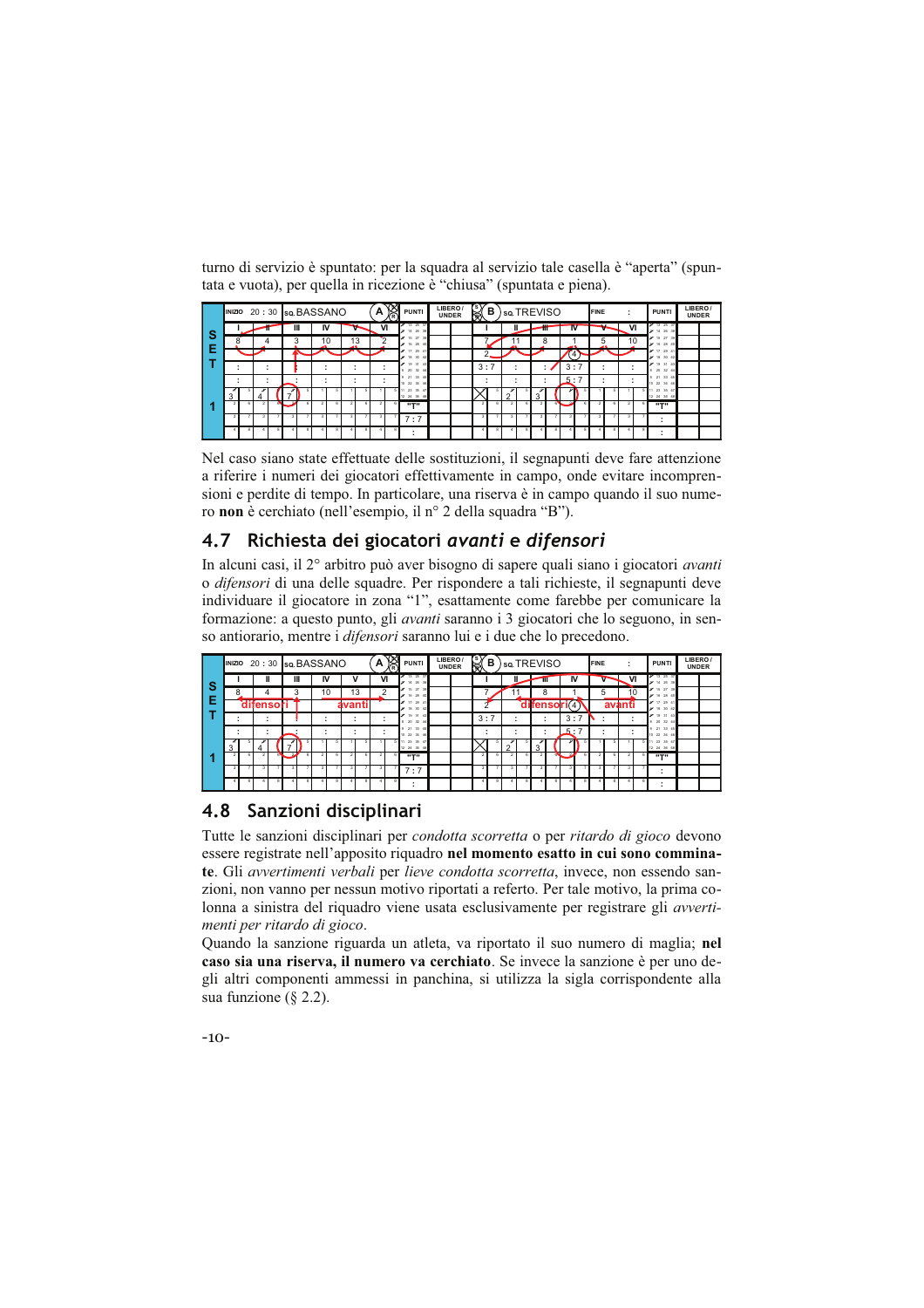turno di servizio è spuntato: per la squadra al servizio tale casella è "aperta" (spuntata e vuota), per quella in ricezione è "chiusa" (spuntata e piena).

Nel caso siano state effettuate delle sostituzioni, il segnapunti deve fare attenzione a riferire i numeri dei giocatori effettivamente in campo, onde evitare incomprensioni e perdite di tempo. In particolare, una riserva è in campo quando il suo numero **non** è cerchiato (nell'esempio, il n° 2 della squadra "B").

## 4.7 Richiesta dei giocatori *avanti* e *difensori*

In alcuni casi, il 2° arbitro può aver bisogno di sapere quali siano i giocatori *avanti* o *difensori* di una delle squadre. Per rispondere a tali richieste, il segnapunti deve individuare il giocatore in zona "1", esattamente come farebbe per comunicare la formazione: a questo punto, gli *avanti* saranno i 3 giocatori che lo seguono, in senso antiorario, mentre i *difensori* saranno lui e i due che lo precedono.

## 4.8 Sanzioni disciplinari

Tutte le sanzioni disciplinari per *condotta scorretta* o per *ritardo di gioco* devono essere registrate nell'apposito riquadro **nel momento esatto in cui sono comminate**. Gli *avvertimenti verbali* per *lieve condotta scorretta*, invece, non essendo sanzioni, non vanno per nessun motivo riportati a referto. Per tale motivo, la prima colonna a sinistra del riquadro viene usata esclusivamente per registrare gli *avvertimenti per ritardo di gioco*.

Quando la sanzione riguarda un atleta, va riportato il suo numero di maglia; **nel caso sia una riserva, il numero va cerchiato**. Se invece la sanzione è per uno degli altri componenti ammessi in panchina, si utilizza la sigla corrispondente alla sua funzione (§ 2.2).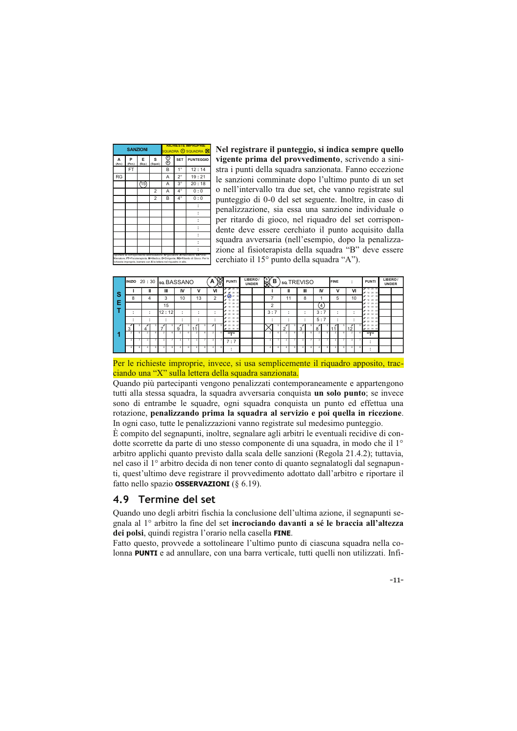| SANZIONI | | | | RICHIESTE IMPROPRIE SQUADRA Ⓐ SQUADRA Ⓑ | | |
|---|---|---|---|---|---|---|
| A (Avv.) | P (Pen.) | E (Esp.) | S (Squal.) | Ⓐ Ⓑ | SET | PUNTEGGIO |
| | FT | | | B | 1° | 12 : 14 |
| RG | | | | A | 2° | 19 : 21 |
| | | (15) | | A | 3° | 20 : 18 |
| | | | 2 | A | 4° | 0 : 0 |
| | | | 2 | B | 4° | 0 : 0 |
| | | | | | | : |
| | | | | | | : |
| | | | | | | : |
| | | | | | | : |
| | | | | | | : |
| | | | | | | : |
| | | | | | | : |

Riportare la corrispondente abbreviazione: All=giocatore; A=Allenatore; VA=Vice-Allenatore; FT=Fisioterapista; M=Medico; D=Dirigente; RG=Ritardo di Gioco. Per le richieste improprie, barrare con X la lettera nel riquadro in alto.

**Nel registrare il punteggio, si indica sempre quello vigente prima del provvedimento**, scrivendo a sinistra i punti della squadra sanzionata. Fanno eccezione le sanzioni comminate dopo l'ultimo punto di un set o nell'intervallo tra due set, che vanno registrate sul punteggio di 0-0 del set seguente. Inoltre, in caso di penalizzazione, sia essa una sanzione individuale o per ritardo di gioco, nel riquadro del set corrispondente deve essere cerchiato il punto acquisito dalla squadra avversaria (nell'esempio, dopo la penalizzazione al fisioterapista della squadra "B" deve essere cerchiato il 15° punto della squadra "A").

| SET 1 | INIZIO 20 : 30 | SQ. BASSANO | | | A | | B | SQ. TREVISO | | | | FINE : | |
|---|---|---|---|---|---|---|---|---|---|---|---|---|---|
| | I | II | III | IV | V | VI | I | II | III | IV | V | VI |
| | 8 | 4 | 3 | 10 | 13 | 2 | 7 | 11 | 8 | 1 | 5 | 10 |
| | | | 15 | | | | 2 | | | (4) | | |
| | : | : | 12 : 12 | : | : | : | 3 : 7 | : | : | 3 : 7 | : | : |
| | : | : | : | : | : | : | : | : | : | 5 : 7 | : | : |
| | 3 | 4 | 7 | 9 | 11 | | | 2 | 3 | 8 | 11 | 12 |
| | | | | | | | 7 : 7 | | | | | |

Per le richieste improprie, invece, si usa semplicemente il riquadro apposito, tracciando una "X" sulla lettera della squadra sanzionata.

Quando più partecipanti vengono penalizzati contemporaneamente e appartengono tutti alla stessa squadra, la squadra avversaria conquista **un solo punto**; se invece sono di entrambe le squadre, ogni squadra conquista un punto ed effettua una rotazione, **penalizzando prima la squadra al servizio e poi quella in ricezione**. In ogni caso, tutte le penalizzazioni vanno registrate sul medesimo punteggio.

È compito del segnapunti, inoltre, segnalare agli arbitri le eventuali recidive di condotte scorrette da parte di uno stesso componente di una squadra, in modo che il 1° arbitro applichi quanto previsto dalla scala delle sanzioni (Regola 21.4.2); tuttavia, nel caso il 1° arbitro decida di non tener conto di quanto segnalatogli dal segnapunti, quest'ultimo deve registrare il provvedimento adottato dall'arbitro e riportare il fatto nello spazio **OSSERVAZIONI** (§ 6.19).

## 4.9 Termine del set

Quando uno degli arbitri fischia la conclusione dell'ultima azione, il segnapunti segnala al 1° arbitro la fine del set **incrociando davanti a sé le braccia all'altezza dei polsi**, quindi registra l'orario nella casella **FINE**.

Fatto questo, provvede a sottolineare l'ultimo punto di ciascuna squadra nella colonna **PUNTI** e ad annullare, con una barra verticale, tutti quelli non utilizzati. Infi-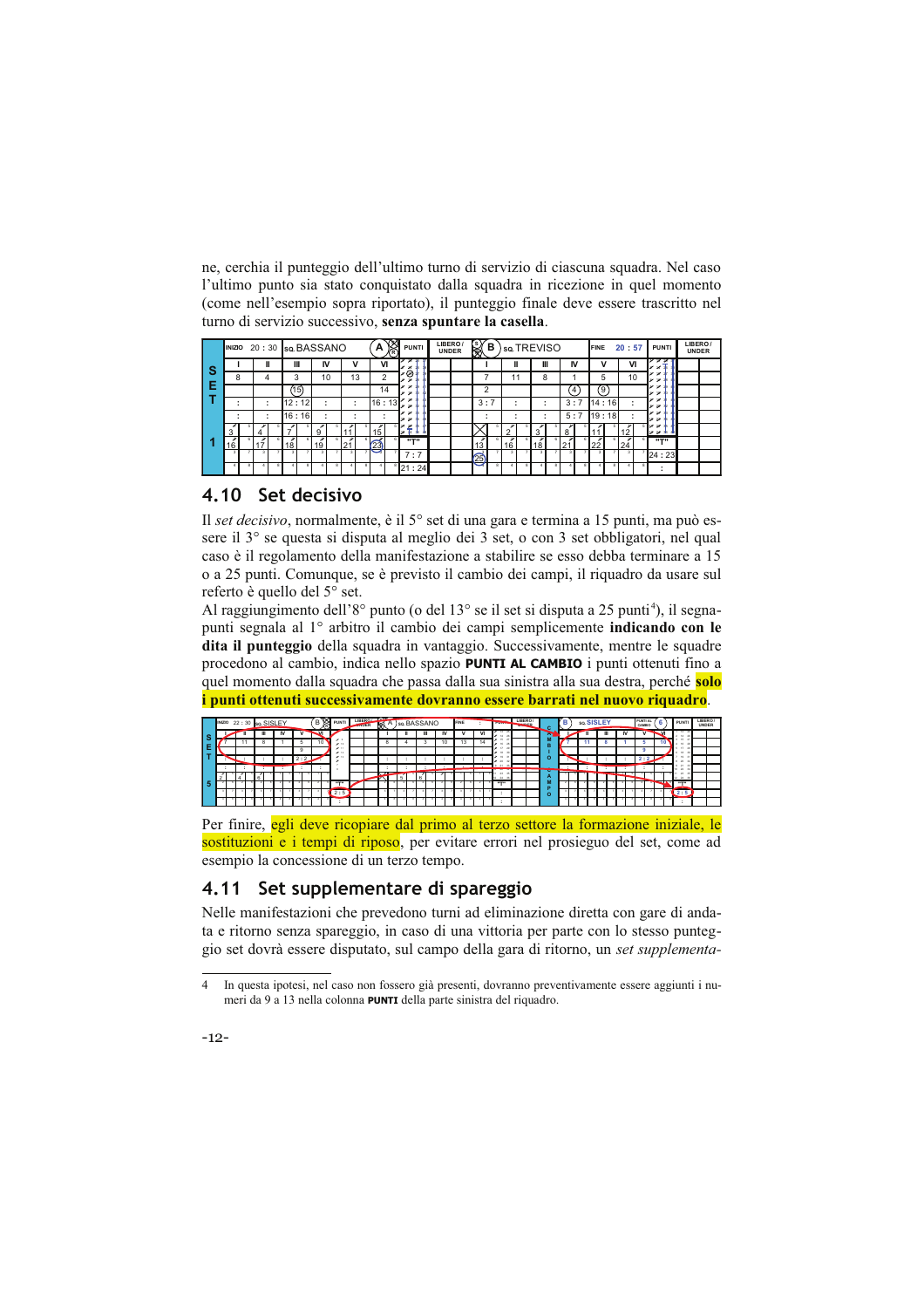ne, cerchia il punteggio dell'ultimo turno di servizio di ciascuna squadra. Nel caso l'ultimo punto sia stato conquistato dalla squadra in ricezione in quel momento (come nell'esempio sopra riportato), il punteggio finale deve essere trascritto nel turno di servizio successivo, **senza spuntare la casella**.

| | INIZIO 20 : 30 | | SQ. BASSANO | | | A | PUNTI | LIBERO / UNDER | B | SQ. TREVISO | | | FINE 20 : 57 | | PUNTI | LIBERO / UNDER |
|---|---|---|---|---|---|---|---|---|---|---|---|---|---|---|---|---|
| S E T | I | II | III | IV | V | VI | | | I | II | III | IV | V | VI | | |
| | 8 | 4 | 3 | 10 | 13 | 2 | | | 7 | 11 | 8 | 1 | 5 | 10 | | |
| | | | (15) | | | 14 | | | 2 | | | (4) | (9) | | | |
| | : | : | 12 : 12 | : | : | 16 : 13 | | | 3 : 7 | : | : | 3 : 7 | 14 : 16 | : | | |
| | : | : | 16 : 16 | : | : | : | | | : | : | : | 5 : 7 | 19 : 18 | : | | |
| 1 | 3 | 4 | 7 | 9 | 11 | 15 | "T" | | X | 2 | 3 | 8 | 11 | 12 | "T" | |
| | 16 | 17 | 18 | 19 | 21 | (23) | 7 : 7 | | 13 | 16 | 18 | 21 | 22 | 24 | 24 : 23 | |
| | | | | | | | 21 : 24 | | (25) | | | | | | : | |

## 4.10 Set decisivo

Il *set decisivo*, normalmente, è il 5° set di una gara e termina a 15 punti, ma può essere il 3° se questa si disputa al meglio dei 3 set, o con 3 set obbligatori, nel qual caso è il regolamento della manifestazione a stabilire se esso debba terminare a 15 o a 25 punti. Comunque, se è previsto il cambio dei campi, il riquadro da usare sul referto è quello del 5° set.

Al raggiungimento dell'8° punto (o del 13° se il set si disputa a 25 punti[4]), il segnapunti segnala al 1° arbitro il cambio dei campi semplicemente **indicando con le dita il punteggio** della squadra in vantaggio. Successivamente, mentre le squadre procedono al cambio, indica nello spazio **PUNTI AL CAMBIO** i punti ottenuti fino a quel momento dalla squadra che passa dalla sua sinistra alla sua destra, perché **solo i punti ottenuti successivamente dovranno essere barrati nel nuovo riquadro**.

Per finire, egli deve ricopiare dal primo al terzo settore la formazione iniziale, le sostituzioni e i tempi di riposo, per evitare errori nel prosieguo del set, come ad esempio la concessione di un terzo tempo.

## 4.11 Set supplementare di spareggio

Nelle manifestazioni che prevedono turni ad eliminazione diretta con gare di andata e ritorno senza spareggio, in caso di una vittoria per parte con lo stesso punteggio set dovrà essere disputato, sul campo della gara di ritorno, un *set supplementa-*

4 In questa ipotesi, nel caso non fossero già presenti, dovranno preventivamente essere aggiunti i numeri da 9 a 13 nella colonna **PUNTI** della parte sinistra del riquadro.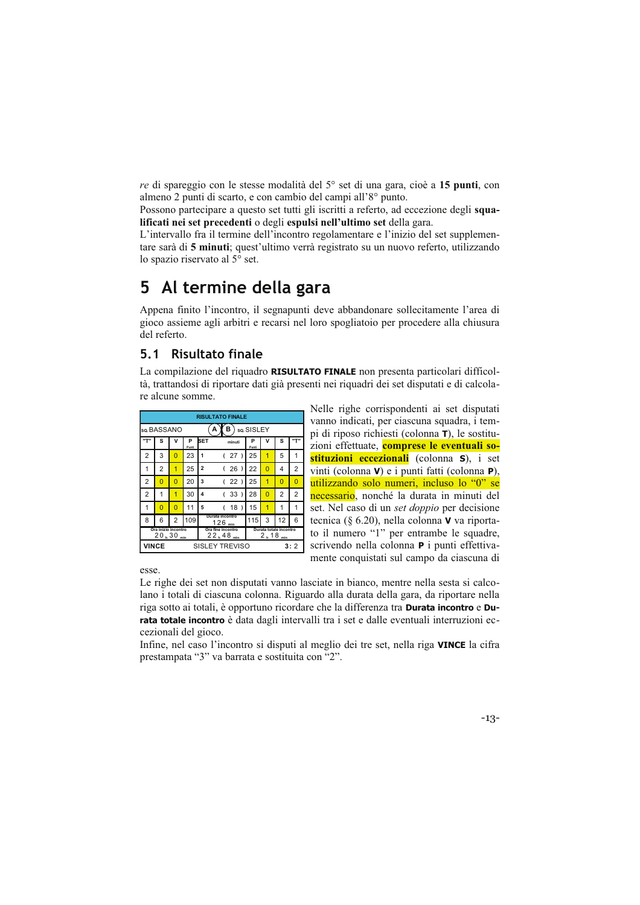*re* di spareggio con le stesse modalità del 5° set di una gara, cioè a **15 punti**, con almeno 2 punti di scarto, e con cambio del campi all'8° punto.

Possono partecipare a questo set tutti gli iscritti a referto, ad eccezione degli **squalificati nei set precedenti** o degli **espulsi nell'ultimo set** della gara.

L'intervallo fra il termine dell'incontro regolamentare e l'inizio del set supplementare sarà di **5 minuti**; quest'ultimo verrà registrato su un nuovo referto, utilizzando lo spazio riservato al 5° set.

# 5 Al termine della gara

Appena finito l'incontro, il segnapunti deve abbandonare sollecitamente l'area di gioco assieme agli arbitri e recarsi nel loro spogliatoio per procedere alla chiusura del referto.

## 5.1 Risultato finale

La compilazione del riquadro **RISULTATO FINALE** non presenta particolari difficoltà, trattandosi di riportare dati già presenti nei riquadri dei set disputati e di calcolare alcune somme.

| RISULTATO FINALE | | | | | | | | | |
|---|---|---|---|---|---|---|---|---|---|
| SQ. BASSANO | | | | A / B | | SQ. SISLEY | | | |
| "T" | S | V | P Punti | SET | minuti | P Punti | V | S | "T" |
| 2 | 3 | 0 | 23 | 1 | ( 27 ) | 25 | 1 | 5 | 1 |
| 1 | 2 | 1 | 25 | 2 | ( 26 ) | 22 | 0 | 4 | 2 |
| 2 | 0 | 0 | 20 | 3 | ( 22 ) | 25 | 1 | 0 | 0 |
| 2 | 1 | 1 | 30 | 4 | ( 33 ) | 28 | 0 | 2 | 2 |
| 1 | 0 | 0 | 11 | 5 | ( 18 ) | 15 | 1 | 1 | 1 |
| 8 | 6 | 2 | 109 | Durata incontro | 126 min | 115 | 3 | 12 | 6 |
| Ora inizio incontro 20 h 30 min | | | | Ora fine incontro 22 h 48 min | | Durata totale incontro 2 h 18 min | | | |
| VINCE | | | | SISLEY TREVISO | | | | | 3 : 2 |

Nelle righe corrispondenti ai set disputati vanno indicati, per ciascuna squadra, i tempi di riposo richiesti (colonna **T**), le sostituzioni effettuate, **comprese le eventuali sostituzioni eccezionali** (colonna **S**), i set vinti (colonna **V**) e i punti fatti (colonna **P**), utilizzando solo numeri, incluso lo "0" se necessario, nonché la durata in minuti del set. Nel caso di un *set doppio* per decisione tecnica (§ 6.20), nella colonna **V** va riportato il numero "1" per entrambe le squadre, scrivendo nella colonna **P** i punti effettivamente conquistati sul campo da ciascuna di esse.

Le righe dei set non disputati vanno lasciate in bianco, mentre nella sesta si calcolano i totali di ciascuna colonna. Riguardo alla durata della gara, da riportare nella riga sotto ai totali, è opportuno ricordare che la differenza tra **Durata incontro** e **Durata totale incontro** è data dagli intervalli tra i set e dalle eventuali interruzioni eccezionali del gioco.

Infine, nel caso l'incontro si disputi al meglio dei tre set, nella riga **VINCE** la cifra prestampata "3" va barrata e sostituita con "2".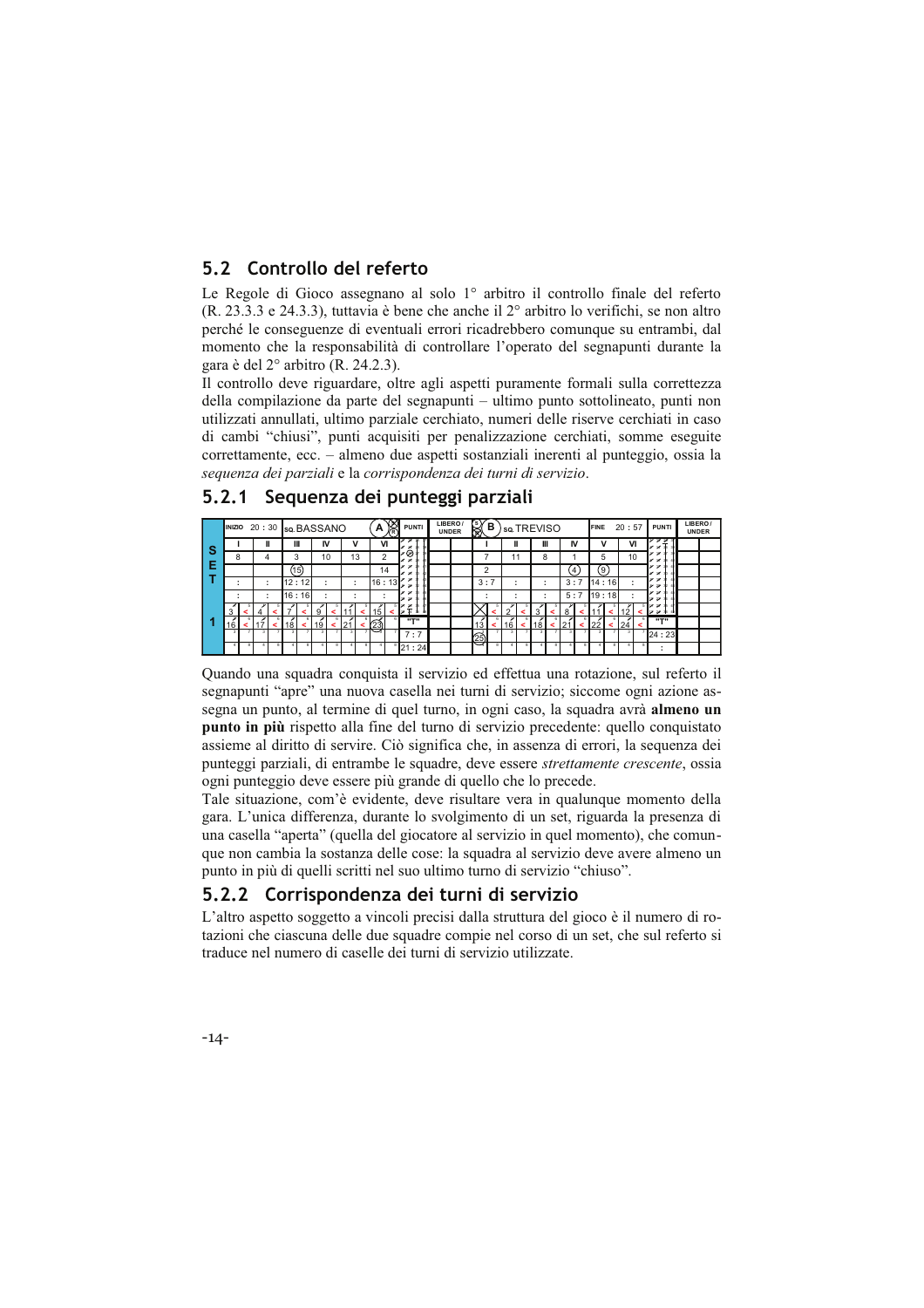## 5.2 Controllo del referto

Le Regole di Gioco assegnano al solo 1° arbitro il controllo finale del referto (R. 23.3.3 e 24.3.3), tuttavia è bene che anche il 2° arbitro lo verifichi, se non altro perché le conseguenze di eventuali errori ricadrebbero comunque su entrambi, dal momento che la responsabilità di controllare l'operato del segnapunti durante la gara è del 2° arbitro (R. 24.2.3).

Il controllo deve riguardare, oltre agli aspetti puramente formali sulla correttezza della compilazione da parte del segnapunti – ultimo punto sottolineato, punti non utilizzati annullati, ultimo parziale cerchiato, numeri delle riserve cerchiati in caso di cambi "chiusi", punti acquisiti per penalizzazione cerchiati, somme eseguite correttamente, ecc. – almeno due aspetti sostanziali inerenti al punteggio, ossia la *sequenza dei parziali* e la *corrispondenza dei turni di servizio*.

### 5.2.1 Sequenza dei punteggi parziali

**SET 1** – INIZIO 20 : 30 – SQ. BASSANO (A)

| I | II | III | IV | V | VI | PUNTI |
|---|---|---|---|---|---|---|
| 8 | 4 | 3 | 10 | 13 | 2 | |
| | | (15) | | | 14 | |
| : | : | 12 : 12 | : | : | 16 : 13 | |
| : | : | 16 : 16 | : | : | : | |
| 3 < 4 < | 7 < 9 < | 11 < 15 < | | | | "T" |
| 16 < 17 < | 18 < 19 < | 21 < (23) | | | | 7 : 7 |
| | | | | | | 21 : 24 |

FINE 20 : 57 – SQ. TREVISO (B)

| I | II | III | IV | V | VI | PUNTI |
|---|---|---|---|---|---|---|
| 7 | 11 | 8 | 1 | 5 | 10 | |
| 2 | | | (4) | (9) | | |
| 3 : 7 | : | : | 3 : 7 | 14 : 16 | : | |
| : | : | : | 5 : 7 | 19 : 18 | : | |
| X < 2 < | 3 < 8 < | 11 < 12 < | | | | "T" |
| 13 < 16 < | 18 < 21 < | 22 < 24 < | | | | 24 : 23 |
| (25) | | | | | | : |

Quando una squadra conquista il servizio ed effettua una rotazione, sul referto il segnapunti "apre" una nuova casella nei turni di servizio; siccome ogni azione assegna un punto, al termine di quel turno, in ogni caso, la squadra avrà **almeno un punto in più** rispetto alla fine del turno di servizio precedente: quello conquistato assieme al diritto di servire. Ciò significa che, in assenza di errori, la sequenza dei punteggi parziali, di entrambe le squadre, deve essere *strettamente crescente*, ossia ogni punteggio deve essere più grande di quello che lo precede.

Tale situazione, com'è evidente, deve risultare vera in qualunque momento della gara. L'unica differenza, durante lo svolgimento di un set, riguarda la presenza di una casella "aperta" (quella del giocatore al servizio in quel momento), che comunque non cambia la sostanza delle cose: la squadra al servizio deve avere almeno un punto in più di quelli scritti nel suo ultimo turno di servizio "chiuso".

### 5.2.2 Corrispondenza dei turni di servizio

L'altro aspetto soggetto a vincoli precisi dalla struttura del gioco è il numero di rotazioni che ciascuna delle due squadre compie nel corso di un set, che sul referto si traduce nel numero di caselle dei turni di servizio utilizzate.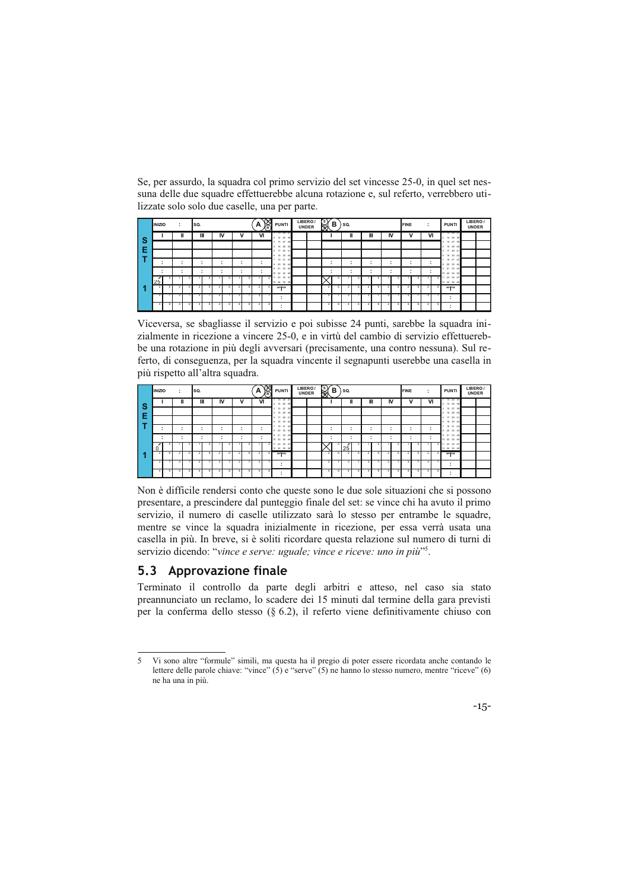Se, per assurdo, la squadra col primo servizio del set vincesse 25-0, in quel set nessuna delle due squadre effettuerebbe alcuna rotazione e, sul referto, verrebbero utilizzate solo solo due caselle, una per parte.

Viceversa, se sbagliasse il servizio e poi subisse 24 punti, sarebbe la squadra inizialmente in ricezione a vincere 25-0, e in virtù del cambio di servizio effettuerebbe una rotazione in più degli avversari (precisamente, una contro nessuna). Sul referto, di conseguenza, per la squadra vincente il segnapunti userebbe una casella in più rispetto all'altra squadra.

Non è difficile rendersi conto che queste sono le due sole situazioni che si possono presentare, a prescindere dal punteggio finale del set: se vince chi ha avuto il primo servizio, il numero di caselle utilizzato sarà lo stesso per entrambe le squadre, mentre se vince la squadra inizialmente in ricezione, per essa verrà usata una casella in più. In breve, si è soliti ricordare questa relazione sul numero di turni di servizio dicendo: "*vince e serve: uguale; vince e riceve: uno in più*"[5].

## 5.3 Approvazione finale

Terminato il controllo da parte degli arbitri e atteso, nel caso sia stato preannunciato un reclamo, lo scadere dei 15 minuti dal termine della gara previsti per la conferma dello stesso (§ 6.2), il referto viene definitivamente chiuso con

---

5 Vi sono altre "formule" simili, ma questa ha il pregio di poter essere ricordata anche contando le lettere delle parole chiave: "vince" (5) e "serve" (5) ne hanno lo stesso numero, mentre "riceve" (6) ne ha una in più.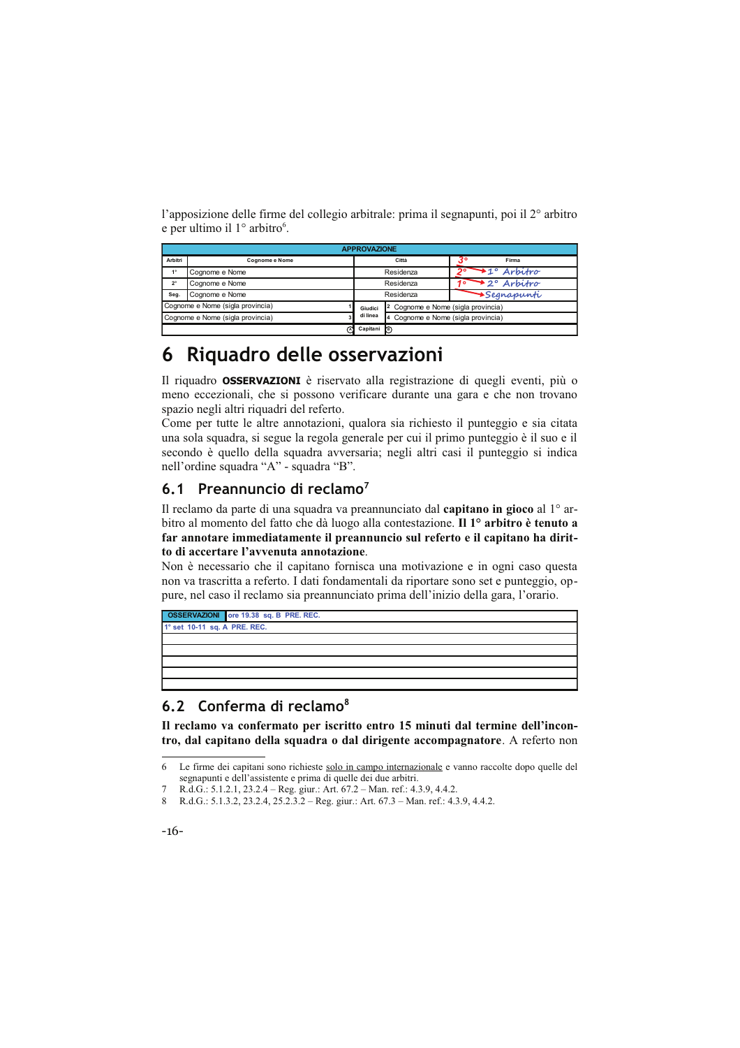l'apposizione delle firme del collegio arbitrale: prima il segnapunti, poi il 2° arbitro e per ultimo il 1° arbitro[6].

| APPROVAZIONE | | | | |
|---|---|---|---|---|
| Arbitri | Cognome e Nome | Città | 3° | Firma |
| 1° | Cognome e Nome | Residenza | 2° → | 1° Arbitro |
| 2° | Cognome e Nome | Residenza | 1° → | 2° Arbitro |
| Seg. | Cognome e Nome | Residenza | → | Segnapunti |
| Cognome e Nome (sigla provincia) | 1 | Giudici di linea | 2 | Cognome e Nome (sigla provincia) |
| Cognome e Nome (sigla provincia) | 3 | | 4 | Cognome e Nome (sigla provincia) |
| | Ⓐ | Capitani | Ⓑ | |

# 6 Riquadro delle osservazioni

Il riquadro **OSSERVAZIONI** è riservato alla registrazione di quegli eventi, più o meno eccezionali, che si possono verificare durante una gara e che non trovano spazio negli altri riquadri del referto.
Come per tutte le altre annotazioni, qualora sia richiesto il punteggio e sia citata una sola squadra, si segue la regola generale per cui il primo punteggio è il suo e il secondo è quello della squadra avversaria; negli altri casi il punteggio si indica nell'ordine squadra "A" - squadra "B".

## 6.1 Preannuncio di reclamo[7]

Il reclamo da parte di una squadra va preannunciato dal **capitano in gioco** al 1° arbitro al momento del fatto che dà luogo alla contestazione. **Il 1° arbitro è tenuto a far annotare immediatamente il preannuncio sul referto e il capitano ha diritto di accertare l'avvenuta annotazione**.
Non è necessario che il capitano fornisca una motivazione e in ogni caso questa non va trascritta a referto. I dati fondamentali da riportare sono set e punteggio, oppure, nel caso il reclamo sia preannunciato prima dell'inizio della gara, l'orario.

| OSSERVAZIONI | ore 19.38 sq. B PRE. REC. |
|---|---|
| 1° set 10-11 sq. A PRE. REC. | |
| | |
| | |
| | |
| | |

## 6.2 Conferma di reclamo[8]

**Il reclamo va confermato per iscritto entro 15 minuti dal termine dell'incontro, dal capitano della squadra o dal dirigente accompagnatore**. A referto non

---

6 Le firme dei capitani sono richieste solo in campo internazionale e vanno raccolte dopo quelle del segnapunti e dell'assistente e prima di quelle dei due arbitri.

7 R.d.G.: 5.1.2.1, 23.2.4 – Reg. giur.: Art. 67.2 – Man. ref.: 4.3.9, 4.4.2.

8 R.d.G.: 5.1.3.2, 23.2.4, 25.2.3.2 – Reg. giur.: Art. 67.3 – Man. ref.: 4.3.9, 4.4.2.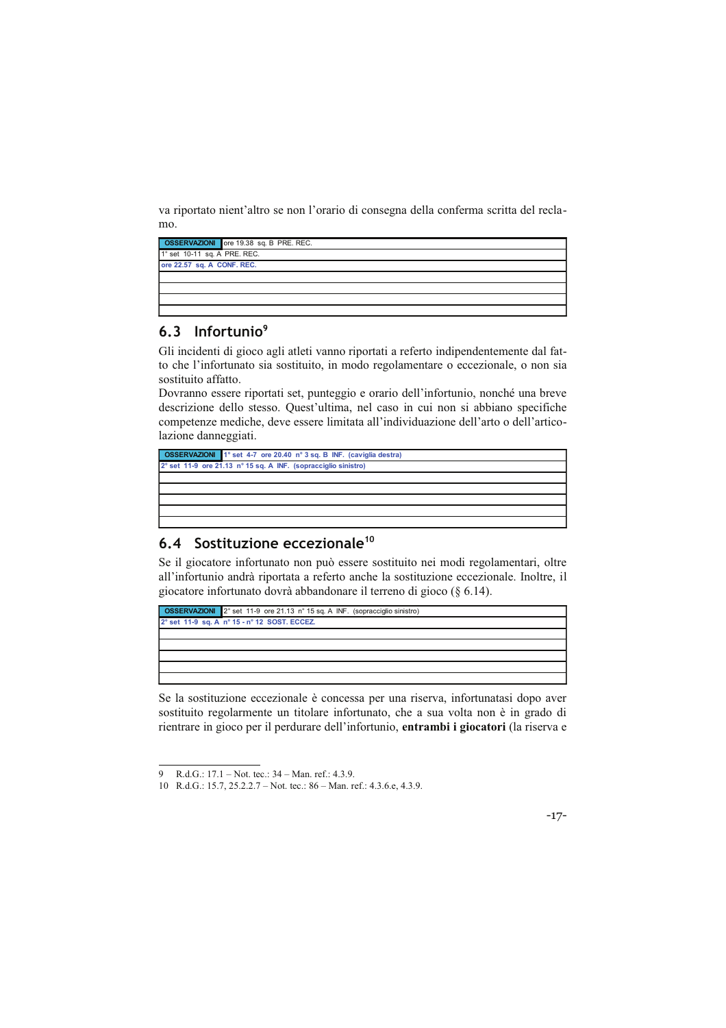va riportato nient'altro se non l'orario di consegna della conferma scritta del reclamo.

| OSSERVAZIONI | ore 19.38 sq. B PRE. REC. |
|---|---|
| 1° set 10-11 sq. A PRE. REC. | |
| **ore 22.57 sq. A CONF. REC.** | |
| | |
| | |
| | |
| | |

## 6.3 Infortunio[9]

Gli incidenti di gioco agli atleti vanno riportati a referto indipendentemente dal fatto che l'infortunato sia sostituito, in modo regolamentare o eccezionale, o non sia sostituito affatto.

Dovranno essere riportati set, punteggio e orario dell'infortunio, nonché una breve descrizione dello stesso. Quest'ultima, nel caso in cui non si abbiano specifiche competenze mediche, deve essere limitata all'individuazione dell'arto o dell'articolazione danneggiati.

| OSSERVAZIONI | **1° set 4-7 ore 20.40 n° 3 sq. B INF. (caviglia destra)** |
|---|---|
| **2° set 11-9 ore 21.13 n° 15 sq. A INF. (sopracciglio sinistro)** | |
| | |
| | |
| | |
| | |
| | |

## 6.4 Sostituzione eccezionale[10]

Se il giocatore infortunato non può essere sostituito nei modi regolamentari, oltre all'infortunio andrà riportata a referto anche la sostituzione eccezionale. Inoltre, il giocatore infortunato dovrà abbandonare il terreno di gioco (§ 6.14).

| OSSERVAZIONI | 2° set 11-9 ore 21.13 n° 15 sq. A INF. (sopracciglio sinistro) |
|---|---|
| **2° set 11-9 sq. A n° 15 - n° 12 SOST. ECCEZ.** | |
| | |
| | |
| | |
| | |
| | |

Se la sostituzione eccezionale è concessa per una riserva, infortunatasi dopo aver sostituito regolarmente un titolare infortunato, che a sua volta non è in grado di rientrare in gioco per il perdurare dell'infortunio, **entrambi i giocatori** (la riserva e

---

9 R.d.G.: 17.1 – Not. tec.: 34 – Man. ref.: 4.3.9.

10 R.d.G.: 15.7, 25.2.2.7 – Not. tec.: 86 – Man. ref.: 4.3.6.e, 4.3.9.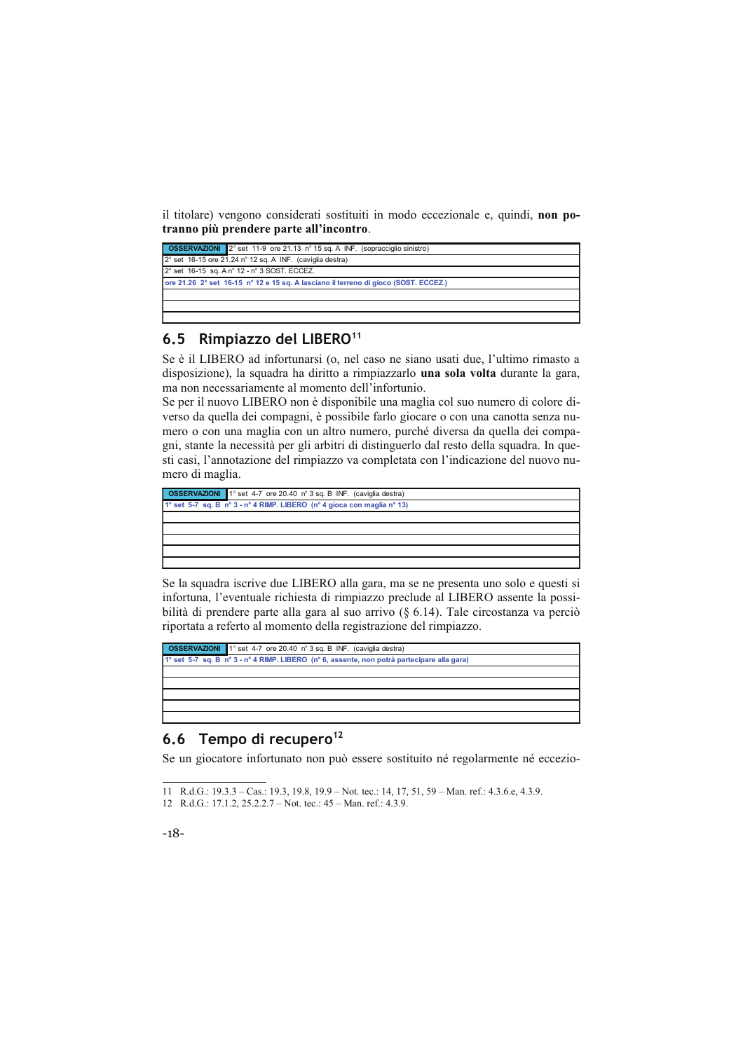il titolare) vengono considerati sostituiti in modo eccezionale e, quindi, **non potranno più prendere parte all'incontro**.

| OSSERVAZIONI | 2° set 11-9 ore 21.13 n° 15 sq. A INF. (sopracciglio sinistro) |
|---|---|
| 2° set 16-15 ore 21.24 n° 12 sq. A INF. (caviglia destra) | |
| 2° set 16-15 sq. A n° 12 - n° 3 SOST. ECCEZ. | |
| **ore 21.26 2° set 16-15 n° 12 e 15 sq. A lasciano il terreno di gioco (SOST. ECCEZ.)** | |
| | |
| | |
| | |

## 6.5 Rimpiazzo del LIBERO[11]

Se è il LIBERO ad infortunarsi (o, nel caso ne siano usati due, l'ultimo rimasto a disposizione), la squadra ha diritto a rimpiazzarlo **una sola volta** durante la gara, ma non necessariamente al momento dell'infortunio.
Se per il nuovo LIBERO non è disponibile una maglia col suo numero di colore diverso da quella dei compagni, è possibile farlo giocare o con una canotta senza numero o con una maglia con un altro numero, purché diversa da quella dei compagni, stante la necessità per gli arbitri di distinguerlo dal resto della squadra. In questi casi, l'annotazione del rimpiazzo va completata con l'indicazione del nuovo numero di maglia.

| OSSERVAZIONI | 1° set 4-7 ore 20.40 n° 3 sq. B INF. (caviglia destra) |
|---|---|
| **1° set 5-7 sq. B n° 3 - n° 4 RIMP. LIBERO (n° 4 gioca con maglia n° 13)** | |
| | |
| | |
| | |
| | |
| | |

Se la squadra iscrive due LIBERO alla gara, ma se ne presenta uno solo e questi si infortuna, l'eventuale richiesta di rimpiazzo preclude al LIBERO assente la possibilità di prendere parte alla gara al suo arrivo (§ 6.14). Tale circostanza va perciò riportata a referto al momento della registrazione del rimpiazzo.

| OSSERVAZIONI | 1° set 4-7 ore 20.40 n° 3 sq. B INF. (caviglia destra) |
|---|---|
| **1° set 5-7 sq. B n° 3 - n° 4 RIMP. LIBERO (n° 6, assente, non potrà partecipare alla gara)** | |
| | |
| | |
| | |
| | |
| | |

## 6.6 Tempo di recupero[12]

Se un giocatore infortunato non può essere sostituito né regolarmente né eccezio-

---

11 R.d.G.: 19.3.3 – Cas.: 19.3, 19.8, 19.9 – Not. tec.: 14, 17, 51, 59 – Man. ref.: 4.3.6.e, 4.3.9.

12 R.d.G.: 17.1.2, 25.2.2.7 – Not. tec.: 45 – Man. ref.: 4.3.9.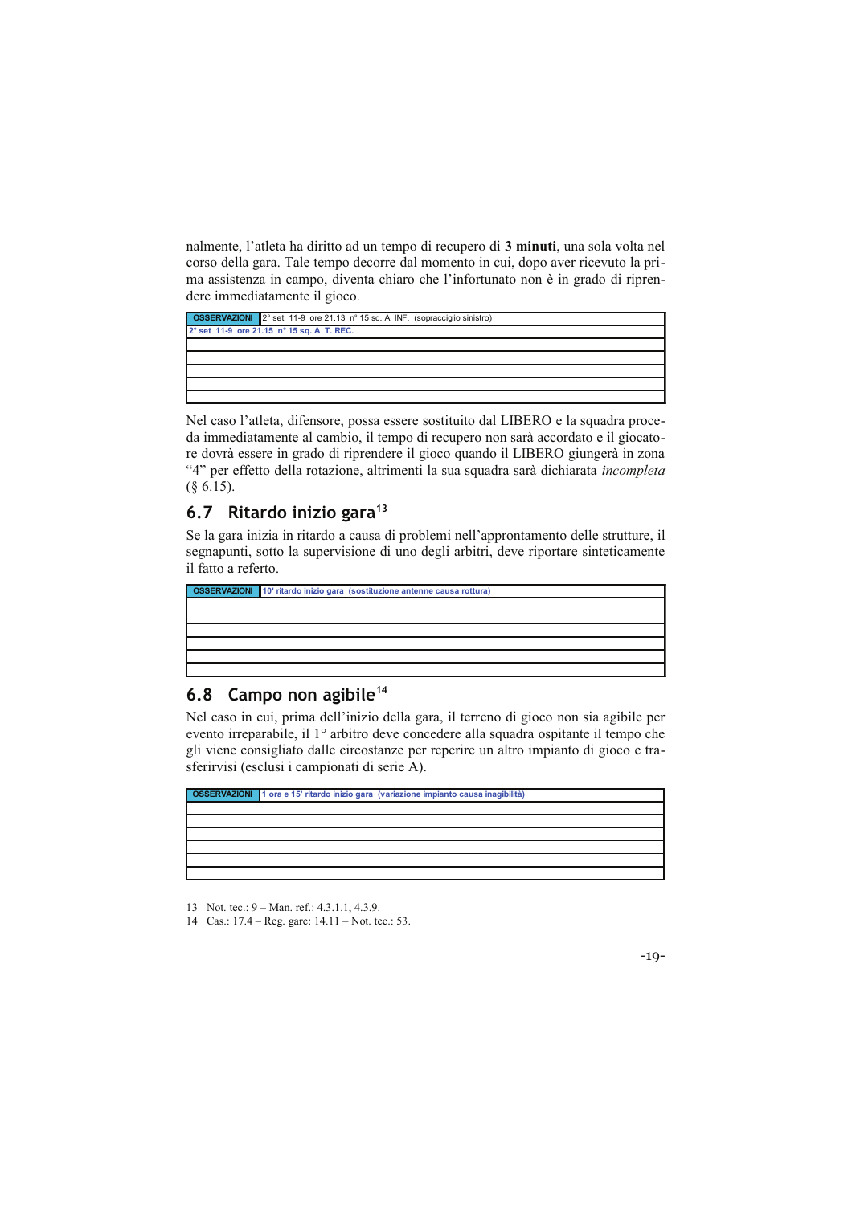nalmente, l'atleta ha diritto ad un tempo di recupero di **3 minuti**, una sola volta nel corso della gara. Tale tempo decorre dal momento in cui, dopo aver ricevuto la prima assistenza in campo, diventa chiaro che l'infortunato non è in grado di riprendere immediatamente il gioco.

| OSSERVAZIONI | 2° set 11-9 ore 21.13 n° 15 sq. A INF. (sopracciglio sinistro) |
|---|---|
| 2° set 11-9 ore 21.15 n° 15 sq. A T. REC. | |
| | |
| | |
| | |
| | |
| | |

Nel caso l'atleta, difensore, possa essere sostituito dal LIBERO e la squadra proceda immediatamente al cambio, il tempo di recupero non sarà accordato e il giocatore dovrà essere in grado di riprendere il gioco quando il LIBERO giungerà in zona "4" per effetto della rotazione, altrimenti la sua squadra sarà dichiarata *incompleta* (§ 6.15).

## 6.7 Ritardo inizio gara[13]

Se la gara inizia in ritardo a causa di problemi nell'approntamento delle strutture, il segnapunti, sotto la supervisione di uno degli arbitri, deve riportare sinteticamente il fatto a referto.

| OSSERVAZIONI | 10' ritardo inizio gara (sostituzione antenne causa rottura) |
|---|---|
| | |
| | |
| | |
| | |
| | |
| | |

## 6.8 Campo non agibile[14]

Nel caso in cui, prima dell'inizio della gara, il terreno di gioco non sia agibile per evento irreparabile, il 1° arbitro deve concedere alla squadra ospitante il tempo che gli viene consigliato dalle circostanze per reperire un altro impianto di gioco e trasferirvisi (esclusi i campionati di serie A).

| OSSERVAZIONI | 1 ora e 15' ritardo inizio gara (variazione impianto causa inagibilità) |
|---|---|
| | |
| | |
| | |
| | |
| | |
| | |

13 Not. tec.: 9 – Man. ref.: 4.3.1.1, 4.3.9.

14 Cas.: 17.4 – Reg. gare: 14.11 – Not. tec.: 53.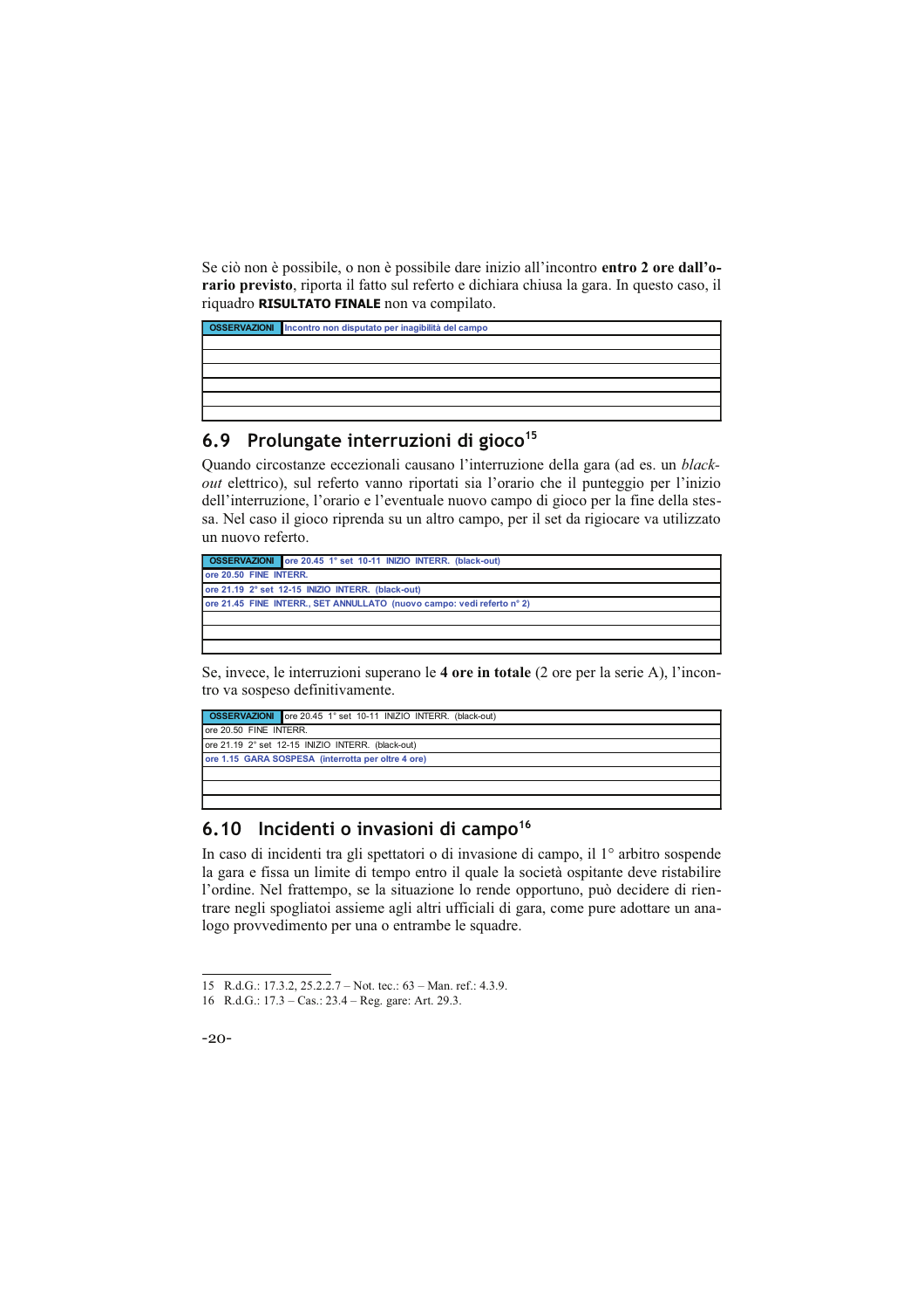Se ciò non è possibile, o non è possibile dare inizio all'incontro **entro 2 ore dall'orario previsto**, riporta il fatto sul referto e dichiara chiusa la gara. In questo caso, il riquadro **RISULTATO FINALE** non va compilato.

| OSSERVAZIONI | Incontro non disputato per inagibilità del campo |
|---|---|
| | |
| | |
| | |
| | |
| | |
| | |

## 6.9 Prolungate interruzioni di gioco[15]

Quando circostanze eccezionali causano l'interruzione della gara (ad es. un *blackout* elettrico), sul referto vanno riportati sia l'orario che il punteggio per l'inizio dell'interruzione, l'orario e l'eventuale nuovo campo di gioco per la fine della stessa. Nel caso il gioco riprenda su un altro campo, per il set da rigiocare va utilizzato un nuovo referto.

| OSSERVAZIONI | ore 20.45 1° set 10-11 INIZIO INTERR. (black-out) |
|---|---|
| ore 20.50 FINE INTERR. | |
| ore 21.19 2° set 12-15 INIZIO INTERR. (black-out) | |
| ore 21.45 FINE INTERR., SET ANNULLATO (nuovo campo: vedi referto n° 2) | |
| | |
| | |
| | |

Se, invece, le interruzioni superano le **4 ore in totale** (2 ore per la serie A), l'incontro va sospeso definitivamente.

| OSSERVAZIONI | ore 20.45 1° set 10-11 INIZIO INTERR. (black-out) |
|---|---|
| ore 20.50 FINE INTERR. | |
| ore 21.19 2° set 12-15 INIZIO INTERR. (black-out) | |
| ore 1.15 GARA SOSPESA (interrotta per oltre 4 ore) | |
| | |
| | |
| | |

## 6.10 Incidenti o invasioni di campo[16]

In caso di incidenti tra gli spettatori o di invasione di campo, il 1° arbitro sospende la gara e fissa un limite di tempo entro il quale la società ospitante deve ristabilire l'ordine. Nel frattempo, se la situazione lo rende opportuno, può decidere di rientrare negli spogliatoi assieme agli altri ufficiali di gara, come pure adottare un analogo provvedimento per una o entrambe le squadre.

---

15 R.d.G.: 17.3.2, 25.2.2.7 – Not. tec.: 63 – Man. ref.: 4.3.9.

16 R.d.G.: 17.3 – Cas.: 23.4 – Reg. gare: Art. 29.3.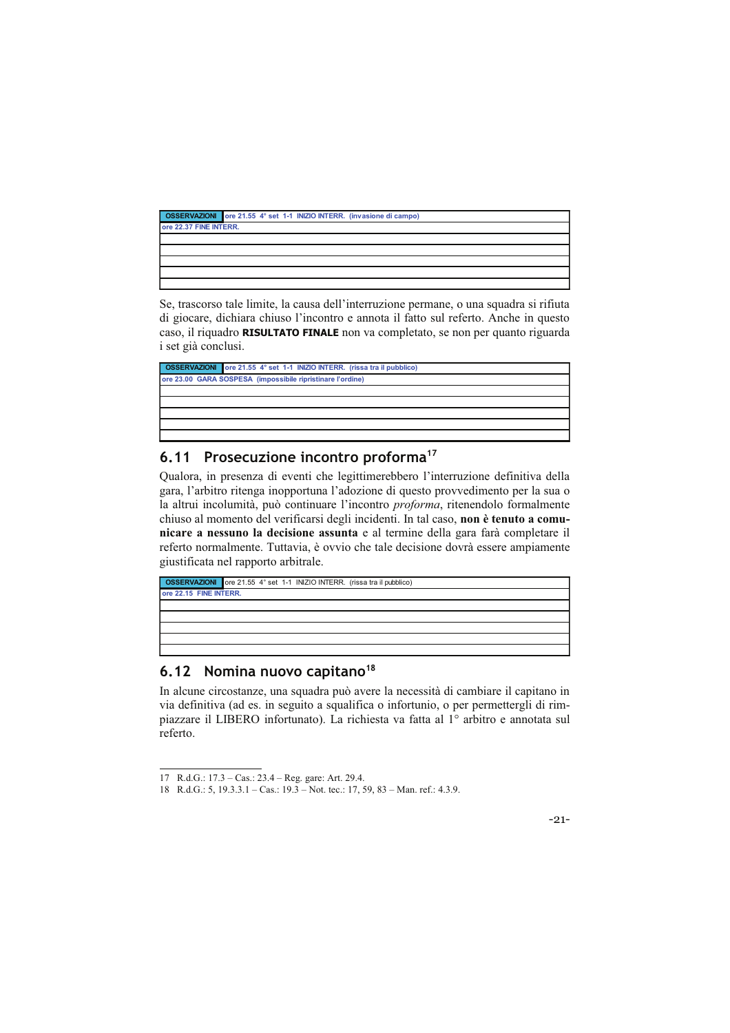| OSSERVAZIONI | ore 21.55 4° set 1-1 INIZIO INTERR. (invasione di campo) |
|---|---|
| ore 22.37 FINE INTERR. | |
| | |
| | |
| | |
| | |
| | |

Se, trascorso tale limite, la causa dell'interruzione permane, o una squadra si rifiuta di giocare, dichiara chiuso l'incontro e annota il fatto sul referto. Anche in questo caso, il riquadro **RISULTATO FINALE** non va completato, se non per quanto riguarda i set già conclusi.

| OSSERVAZIONI | ore 21.55 4° set 1-1 INIZIO INTERR. (rissa tra il pubblico) |
|---|---|
| ore 23.00 GARA SOSPESA (impossibile ripristinare l'ordine) | |
| | |
| | |
| | |
| | |
| | |

## 6.11 Prosecuzione incontro proforma[17]

Qualora, in presenza di eventi che legittimerebbero l'interruzione definitiva della gara, l'arbitro ritenga inopportuna l'adozione di questo provvedimento per la sua o la altrui incolumità, può continuare l'incontro *proforma*, ritenendolo formalmente chiuso al momento del verificarsi degli incidenti. In tal caso, **non è tenuto a comunicare a nessuno la decisione assunta** e al termine della gara farà completare il referto normalmente. Tuttavia, è ovvio che tale decisione dovrà essere ampiamente giustificata nel rapporto arbitrale.

| OSSERVAZIONI | ore 21.55 4° set 1-1 INIZIO INTERR. (rissa tra il pubblico) |
|---|---|
| ore 22.15 FINE INTERR. | |
| | |
| | |
| | |
| | |
| | |

## 6.12 Nomina nuovo capitano[18]

In alcune circostanze, una squadra può avere la necessità di cambiare il capitano in via definitiva (ad es. in seguito a squalifica o infortunio, o per permettergli di rimpiazzare il LIBERO infortunato). La richiesta va fatta al 1° arbitro e annotata sul referto.

---

17 R.d.G.: 17.3 – Cas.: 23.4 – Reg. gare: Art. 29.4.
18 R.d.G.: 5, 19.3.3.1 – Cas.: 19.3 – Not. tec.: 17, 59, 83 – Man. ref.: 4.3.9.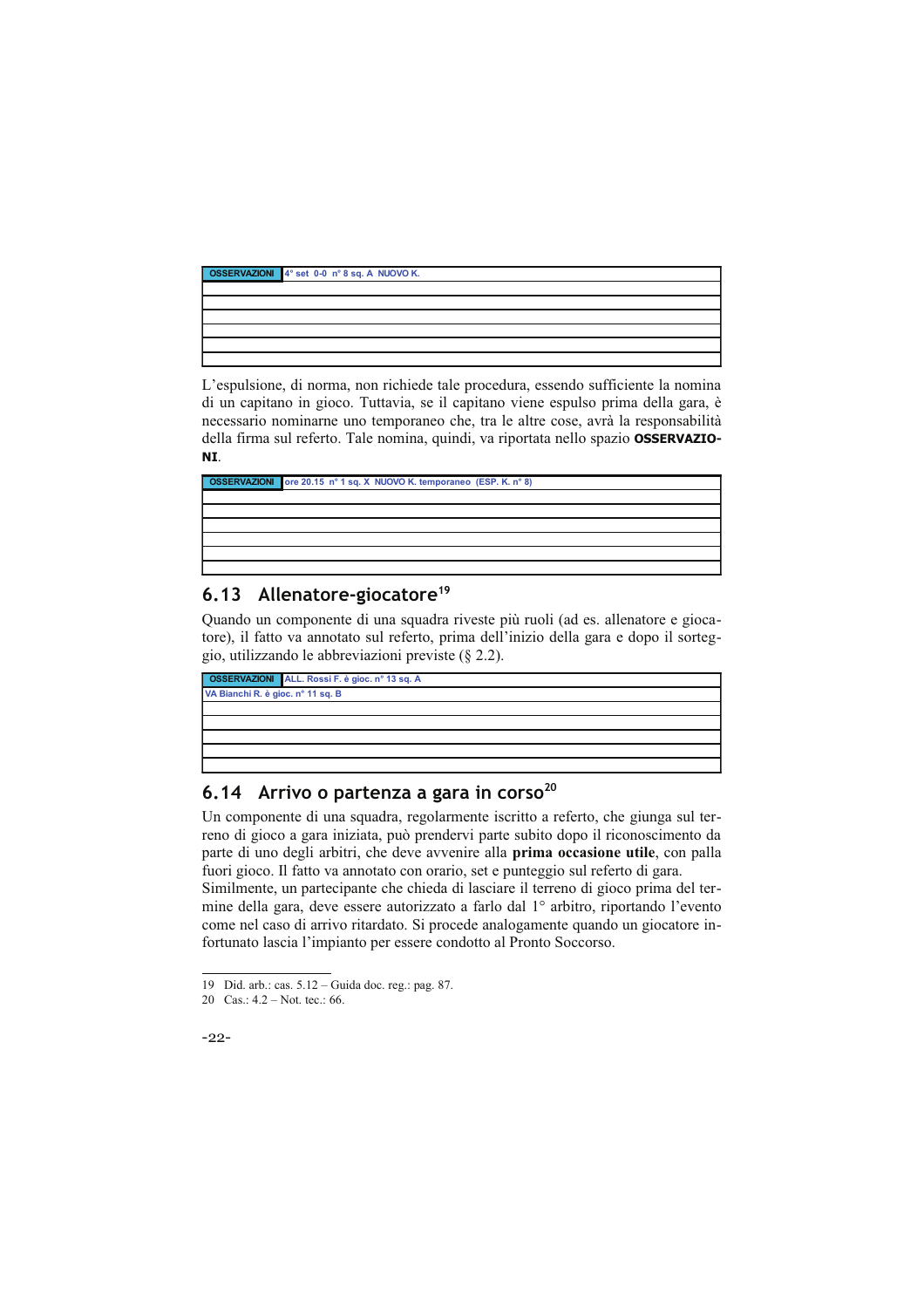| OSSERVAZIONI | 4° set 0-0 n° 8 sq. A NUOVO K. |
|---|---|
| | |
| | |
| | |
| | |
| | |
| | |

L'espulsione, di norma, non richiede tale procedura, essendo sufficiente la nomina di un capitano in gioco. Tuttavia, se il capitano viene espulso prima della gara, è necessario nominarne uno temporaneo che, tra le altre cose, avrà la responsabilità della firma sul referto. Tale nomina, quindi, va riportata nello spazio **OSSERVAZIONI**.

| OSSERVAZIONI | ore 20.15 n° 1 sq. X NUOVO K. temporaneo (ESP. K. n° 8) |
|---|---|
| | |
| | |
| | |
| | |
| | |
| | |

## 6.13 Allenatore-giocatore[19]

Quando un componente di una squadra riveste più ruoli (ad es. allenatore e giocatore), il fatto va annotato sul referto, prima dell'inizio della gara e dopo il sorteggio, utilizzando le abbreviazioni previste (§ 2.2).

| OSSERVAZIONI | ALL. Rossi F. è gioc. n° 13 sq. A |
|---|---|
| VA Bianchi R. è gioc. n° 11 sq. B | |
| | |
| | |
| | |
| | |
| | |

## 6.14 Arrivo o partenza a gara in corso[20]

Un componente di una squadra, regolarmente iscritto a referto, che giunga sul terreno di gioco a gara iniziata, può prendervi parte subito dopo il riconoscimento da parte di uno degli arbitri, che deve avvenire alla **prima occasione utile**, con palla fuori gioco. Il fatto va annotato con orario, set e punteggio sul referto di gara.
Similmente, un partecipante che chieda di lasciare il terreno di gioco prima del termine della gara, deve essere autorizzato a farlo dal 1° arbitro, riportando l'evento come nel caso di arrivo ritardato. Si procede analogamente quando un giocatore infortunato lascia l'impianto per essere condotto al Pronto Soccorso.

---

19 Did. arb.: cas. 5.12 – Guida doc. reg.: pag. 87.
20 Cas.: 4.2 – Not. tec.: 66.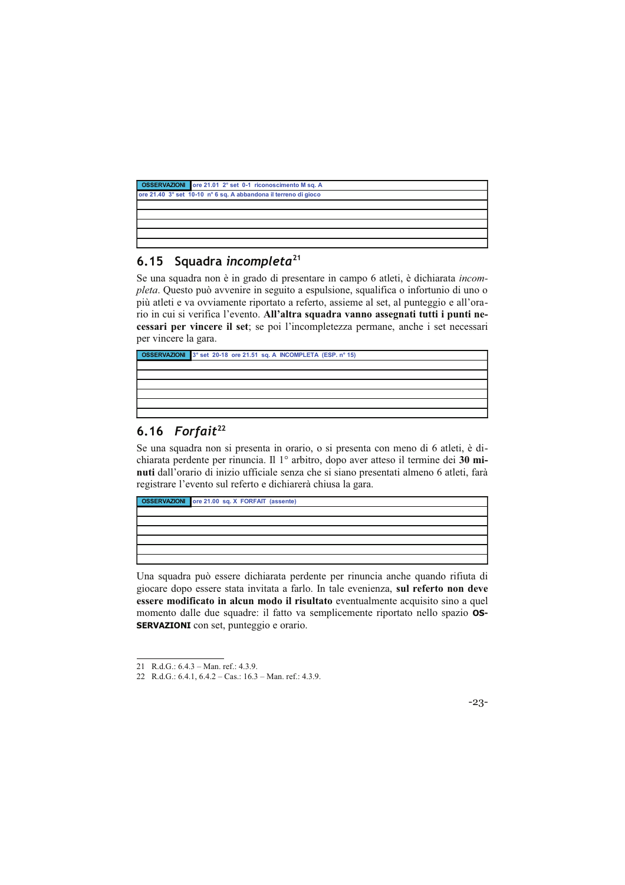| OSSERVAZIONI | ore 21.01 2° set 0-1 riconoscimento M sq. A |
|---|---|
| ore 21.40 3° set 10-10 n° 6 sq. A abbandona il terreno di gioco | |
| | |
| | |
| | |
| | |
| | |

## 6.15 Squadra *incompleta*[21]

Se una squadra non è in grado di presentare in campo 6 atleti, è dichiarata *incompleta*. Questo può avvenire in seguito a espulsione, squalifica o infortunio di uno o più atleti e va ovviamente riportato a referto, assieme al set, al punteggio e all'orario in cui si verifica l'evento. **All'altra squadra vanno assegnati tutti i punti necessari per vincere il set**; se poi l'incompletezza permane, anche i set necessari per vincere la gara.

| OSSERVAZIONI | 3° set 20-18 ore 21.51 sq. A INCOMPLETA (ESP. n° 15) |
|---|---|
| | |
| | |
| | |
| | |
| | |
| | |

## 6.16 *Forfait*[22]

Se una squadra non si presenta in orario, o si presenta con meno di 6 atleti, è dichiarata perdente per rinuncia. Il 1° arbitro, dopo aver atteso il termine dei **30 minuti** dall'orario di inizio ufficiale senza che si siano presentati almeno 6 atleti, farà registrare l'evento sul referto e dichiarerà chiusa la gara.

| OSSERVAZIONI | ore 21.00 sq. X FORFAIT (assente) |
|---|---|
| | |
| | |
| | |
| | |
| | |
| | |

Una squadra può essere dichiarata perdente per rinuncia anche quando rifiuta di giocare dopo essere stata invitata a farlo. In tale evenienza, **sul referto non deve essere modificato in alcun modo il risultato** eventualmente acquisito sino a quel momento dalle due squadre: il fatto va semplicemente riportato nello spazio **OSSERVAZIONI** con set, punteggio e orario.

---

21 R.d.G.: 6.4.3 – Man. ref.: 4.3.9.

22 R.d.G.: 6.4.1, 6.4.2 – Cas.: 16.3 – Man. ref.: 4.3.9.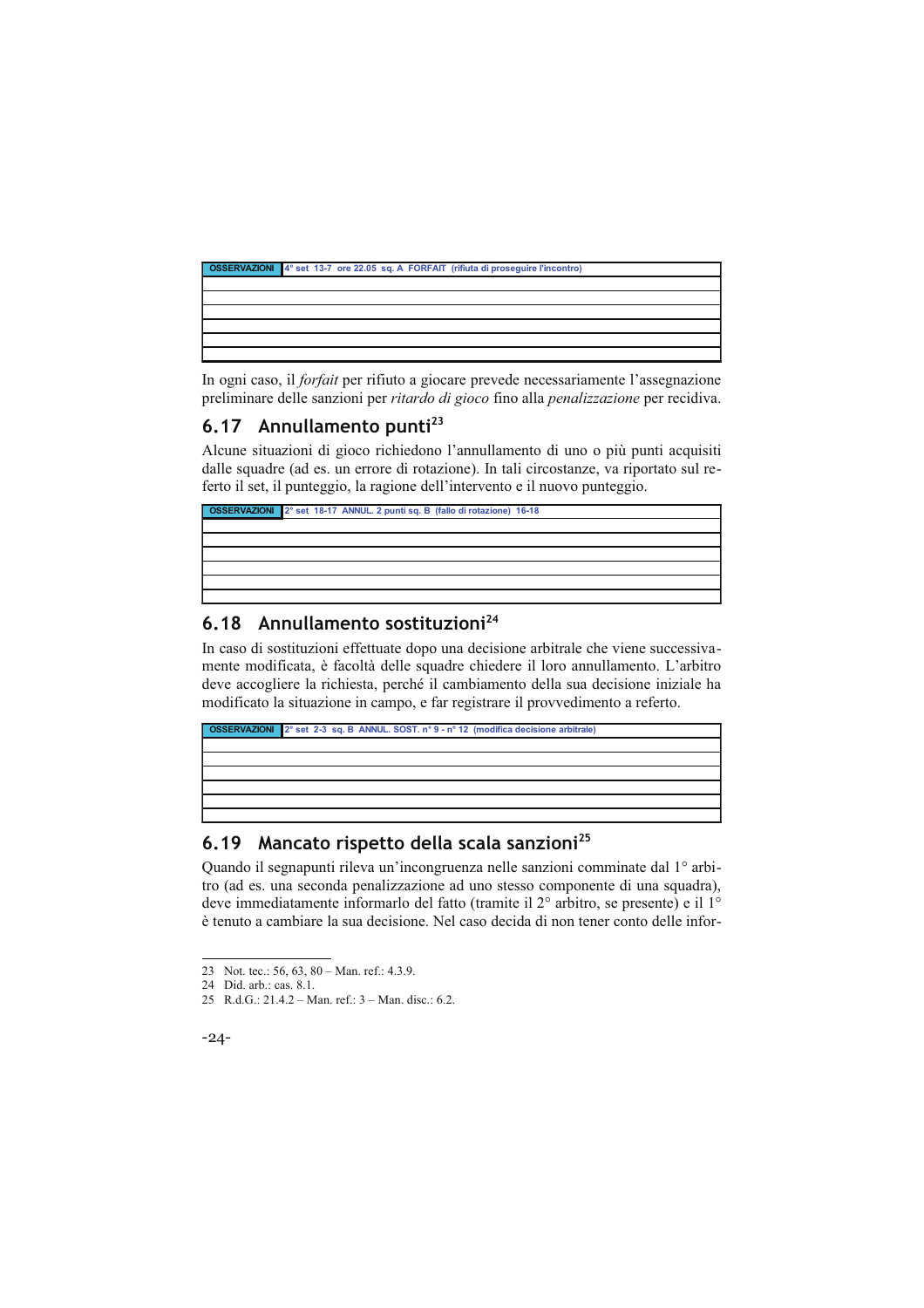| OSSERVAZIONI | 4° set 13-7 ore 22.05 sq. A FORFAIT (rifiuta di proseguire l'incontro) |
|---|---|
| | |
| | |
| | |
| | |
| | |
| | |

In ogni caso, il *forfait* per rifiuto a giocare prevede necessariamente l'assegnazione preliminare delle sanzioni per *ritardo di gioco* fino alla *penalizzazione* per recidiva.

## 6.17 Annullamento punti[23]

Alcune situazioni di gioco richiedono l'annullamento di uno o più punti acquisiti dalle squadre (ad es. un errore di rotazione). In tali circostanze, va riportato sul referto il set, il punteggio, la ragione dell'intervento e il nuovo punteggio.

| OSSERVAZIONI | 2° set 18-17 ANNUL. 2 punti sq. B (fallo di rotazione) 16-18 |
|---|---|
| | |
| | |
| | |
| | |
| | |
| | |

## 6.18 Annullamento sostituzioni[24]

In caso di sostituzioni effettuate dopo una decisione arbitrale che viene successivamente modificata, è facoltà delle squadre chiedere il loro annullamento. L'arbitro deve accogliere la richiesta, perché il cambiamento della sua decisione iniziale ha modificato la situazione in campo, e far registrare il provvedimento a referto.

| OSSERVAZIONI | 2° set 2-3 sq. B ANNUL. SOST. n° 9 - n° 12 (modifica decisione arbitrale) |
|---|---|
| | |
| | |
| | |
| | |
| | |
| | |

## 6.19 Mancato rispetto della scala sanzioni[25]

Quando il segnapunti rileva un'incongruenza nelle sanzioni comminate dal 1° arbitro (ad es. una seconda penalizzazione ad uno stesso componente di una squadra), deve immediatamente informarlo del fatto (tramite il 2° arbitro, se presente) e il 1° è tenuto a cambiare la sua decisione. Nel caso decida di non tener conto delle infor-

---

23 Not. tec.: 56, 63, 80 – Man. ref.: 4.3.9.

24 Did. arb.: cas. 8.1.

25 R.d.G.: 21.4.2 – Man. ref.: 3 – Man. disc.: 6.2.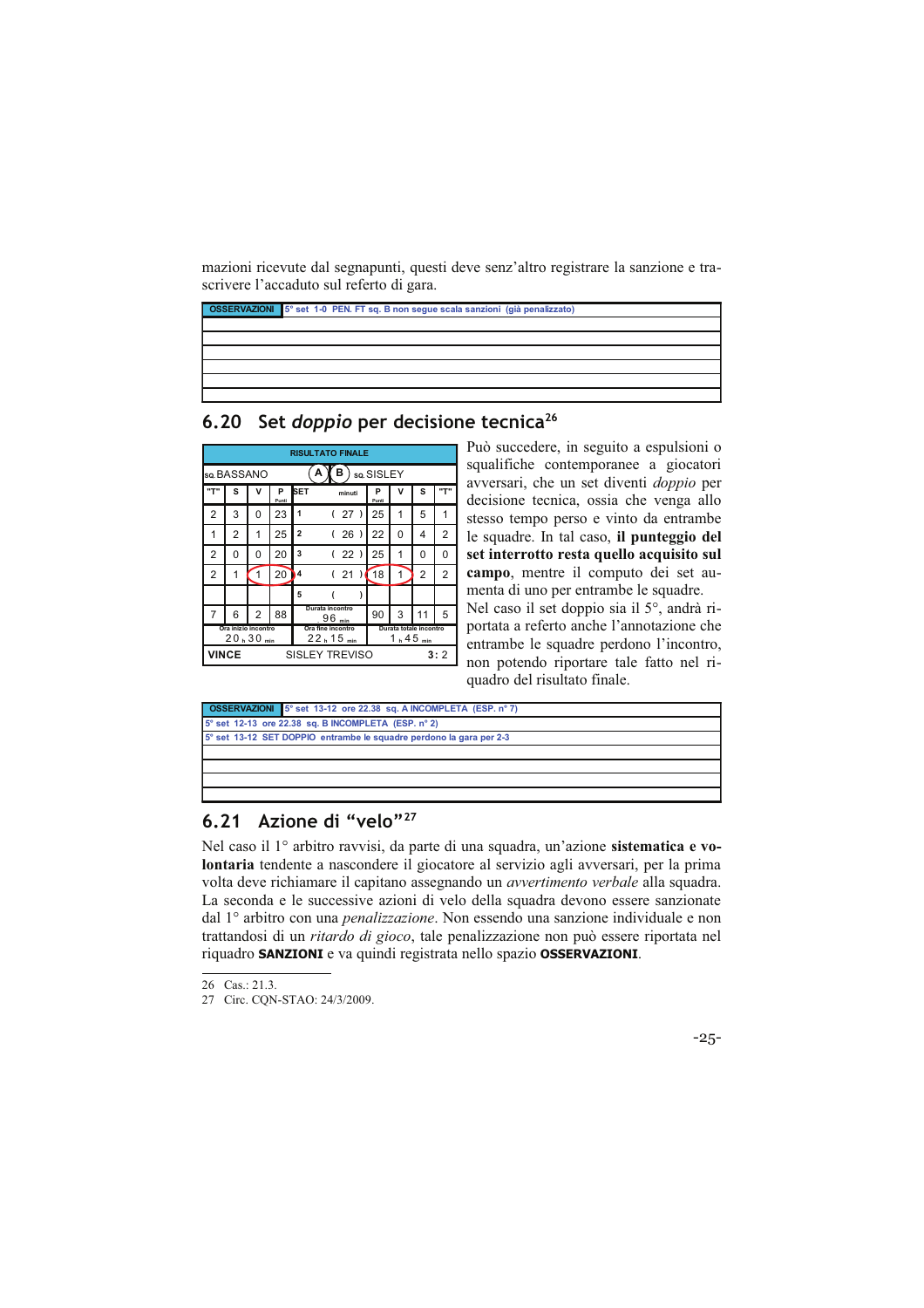mazioni ricevute dal segnapunti, questi deve senz'altro registrare la sanzione e trascrivere l'accaduto sul referto di gara.

| OSSERVAZIONI | 5° set 1-0 PEN. FT sq. B non segue scala sanzioni (già penalizzato) |
|---|---|
| | |
| | |
| | |
| | |
| | |

## 6.20 Set *doppio* per decisione tecnica[26]

| RISULTATO FINALE | | | | | | | | | | |
|---|---|---|---|---|---|---|---|---|---|---|
| sq. BASSANO | | | | A B | | sq. SISLEY | | | | |
| "T" | S | V | P Punti | SET | minuti | P Punti | V | S | "T" | |
| 2 | 3 | 0 | 23 | 1 | ( 27 ) | 25 | 1 | 5 | 1 | |
| 1 | 2 | 1 | 25 | 2 | ( 26 ) | 22 | 0 | 4 | 2 | |
| 2 | 0 | 0 | 20 | 3 | ( 22 ) | 25 | 1 | 0 | 0 | |
| 2 | 1 | 1 | 20 | 4 | ( 21 ) | 18 | 1 | 2 | 2 | |
| | | | | 5 | ( ) | | | | | |
| 7 | 6 | 2 | 88 | Durata incontro 96 min | | 90 | 3 | 11 | 5 | |
| Ora inizio incontro 20 h 30 min | | | | Ora fine incontro 22 h 15 min | | Durata totale incontro 1 h 45 min | | | | |
| VINCE | | | | SISLEY TREVISO | | | | | 3 : 2 | |

Può succedere, in seguito a espulsioni o squalifiche contemporanee a giocatori avversari, che un set diventi *doppio* per decisione tecnica, ossia che venga allo stesso tempo perso e vinto da entrambe le squadre. In tal caso, **il punteggio del set interrotto resta quello acquisito sul campo**, mentre il computo dei set aumenta di uno per entrambe le squadre. Nel caso il set doppio sia il 5°, andrà riportata a referto anche l'annotazione che entrambe le squadre perdono l'incontro, non potendo riportare tale fatto nel riquadro del risultato finale.

| OSSERVAZIONI | 5° set 13-12 ore 22.38 sq. A INCOMPLETA (ESP. n° 7) |
|---|---|
| 5° set 12-13 ore 22.38 sq. B INCOMPLETA (ESP. n° 2) | |
| 5° set 13-12 SET DOPPIO entrambe le squadre perdono la gara per 2-3 | |
| | |
| | |
| | |
| | |

## 6.21 Azione di "velo"[27]

Nel caso il 1° arbitro ravvisi, da parte di una squadra, un'azione **sistematica e volontaria** tendente a nascondere il giocatore al servizio agli avversari, per la prima volta deve richiamare il capitano assegnando un *avvertimento verbale* alla squadra. La seconda e le successive azioni di velo della squadra devono essere sanzionate dal 1° arbitro con una *penalizzazione*. Non essendo una sanzione individuale e non trattandosi di un *ritardo di gioco*, tale penalizzazione non può essere riportata nel riquadro **SANZIONI** e va quindi registrata nello spazio **OSSERVAZIONI**.

26 Cas.: 21.3.

27 Circ. CQN-STAO: 24/3/2009.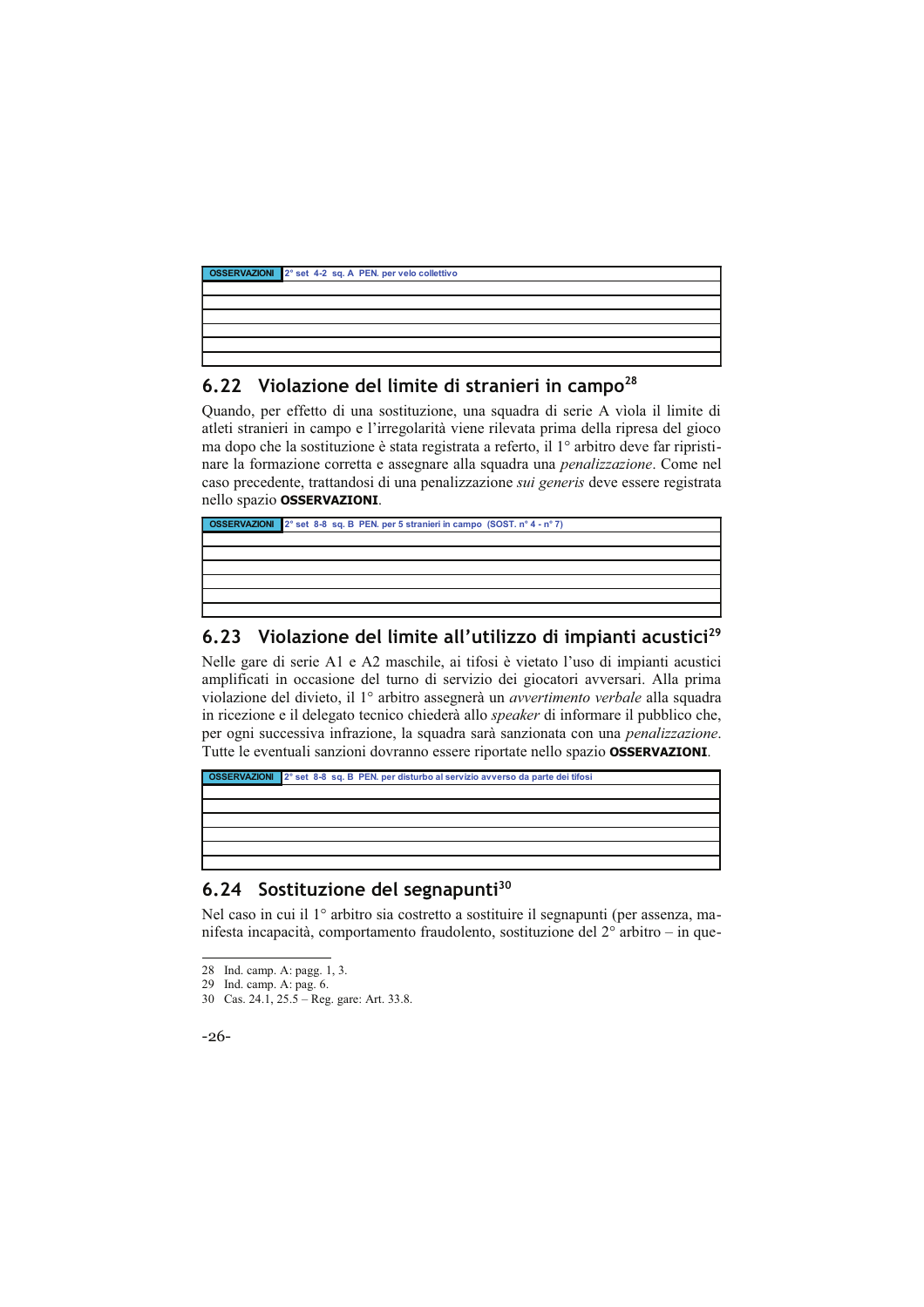| OSSERVAZIONI | 2° set 4-2 sq. A PEN. per velo collettivo |
|---|---|
| | |
| | |
| | |
| | |
| | |
| | |

## 6.22 Violazione del limite di stranieri in campo[28]

Quando, per effetto di una sostituzione, una squadra di serie A viola il limite di atleti stranieri in campo e l'irregolarità viene rilevata prima della ripresa del gioco ma dopo che la sostituzione è stata registrata a referto, il 1° arbitro deve far ripristinare la formazione corretta e assegnare alla squadra una *penalizzazione*. Come nel caso precedente, trattandosi di una penalizzazione *sui generis* deve essere registrata nello spazio **OSSERVAZIONI**.

| OSSERVAZIONI | 2° set 8-8 sq. B PEN. per 5 stranieri in campo (SOST. n° 4 - n° 7) |
|---|---|
| | |
| | |
| | |
| | |
| | |
| | |

## 6.23 Violazione del limite all'utilizzo di impianti acustici[29]

Nelle gare di serie A1 e A2 maschile, ai tifosi è vietato l'uso di impianti acustici amplificati in occasione del turno di servizio dei giocatori avversari. Alla prima violazione del divieto, il 1° arbitro assegnerà un *avvertimento verbale* alla squadra in ricezione e il delegato tecnico chiederà allo *speaker* di informare il pubblico che, per ogni successiva infrazione, la squadra sarà sanzionata con una *penalizzazione*. Tutte le eventuali sanzioni dovranno essere riportate nello spazio **OSSERVAZIONI**.

| OSSERVAZIONI | 2° set 8-8 sq. B PEN. per disturbo al servizio avverso da parte dei tifosi |
|---|---|
| | |
| | |
| | |
| | |
| | |
| | |

## 6.24 Sostituzione del segnapunti[30]

Nel caso in cui il 1° arbitro sia costretto a sostituire il segnapunti (per assenza, manifesta incapacità, comportamento fraudolento, sostituzione del 2° arbitro – in que-

---

28 Ind. camp. A: pagg. 1, 3.
29 Ind. camp. A: pag. 6.
30 Cas. 24.1, 25.5 – Reg. gare: Art. 33.8.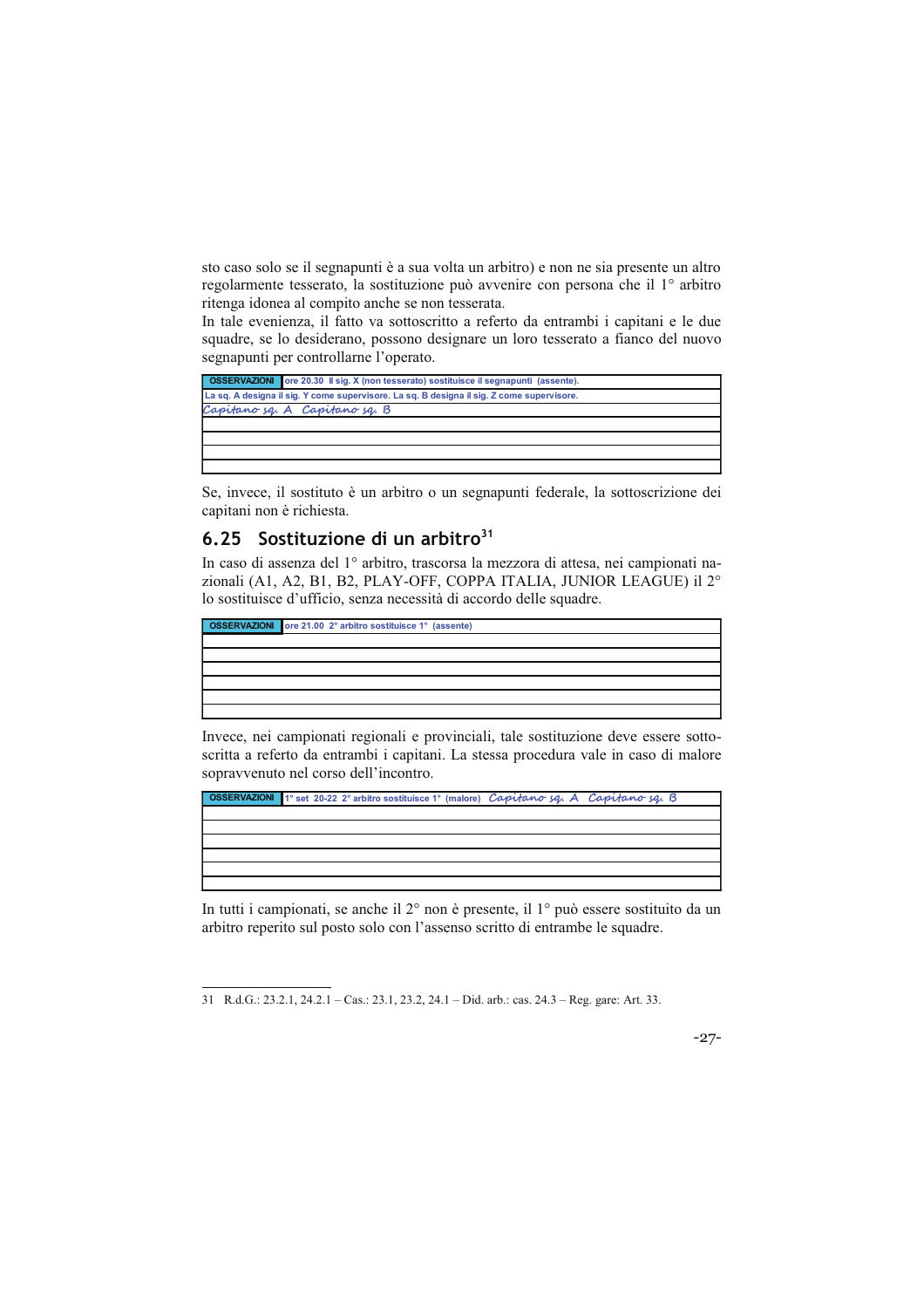sto caso solo se il segnapunti è a sua volta un arbitro) e non ne sia presente un altro regolarmente tesserato, la sostituzione può avvenire con persona che il 1° arbitro ritenga idonea al compito anche se non tesserata.
In tale evenienza, il fatto va sottoscritto a referto da entrambi i capitani e le due squadre, se lo desiderano, possono designare un loro tesserato a fianco del nuovo segnapunti per controllarne l'operato.

| OSSERVAZIONI | ore 20.30 Il sig. X (non tesserato) sostituisce il segnapunti (assente). |
|---|---|
| La sq. A designa il sig. Y come supervisore. La sq. B designa il sig. Z come supervisore. | |
| *Capitano sq. A Capitano sq. B* | |
| | |
| | |
| | |
| | |

Se, invece, il sostituto è un arbitro o un segnapunti federale, la sottoscrizione dei capitani non è richiesta.

## 6.25 Sostituzione di un arbitro[31]

In caso di assenza del 1° arbitro, trascorsa la mezzora di attesa, nei campionati nazionali (A1, A2, B1, B2, PLAY-OFF, COPPA ITALIA, JUNIOR LEAGUE) il 2° lo sostituisce d'ufficio, senza necessità di accordo delle squadre.

| OSSERVAZIONI | ore 21.00 2° arbitro sostituisce 1° (assente) |
|---|---|
| | |
| | |
| | |
| | |
| | |
| | |

Invece, nei campionati regionali e provinciali, tale sostituzione deve essere sottoscritta a referto da entrambi i capitani. La stessa procedura vale in caso di malore sopravvenuto nel corso dell'incontro.

| OSSERVAZIONI | 1° set 20-22 2° arbitro sostituisce 1° (malore) *Capitano sq. A Capitano sq. B* |
|---|---|
| | |
| | |
| | |
| | |
| | |
| | |

In tutti i campionati, se anche il 2° non è presente, il 1° può essere sostituito da un arbitro reperito sul posto solo con l'assenso scritto di entrambe le squadre.

31 R.d.G.: 23.2.1, 24.2.1 – Cas.: 23.1, 23.2, 24.1 – Did. arb.: cas. 24.3 – Reg. gare: Art. 33.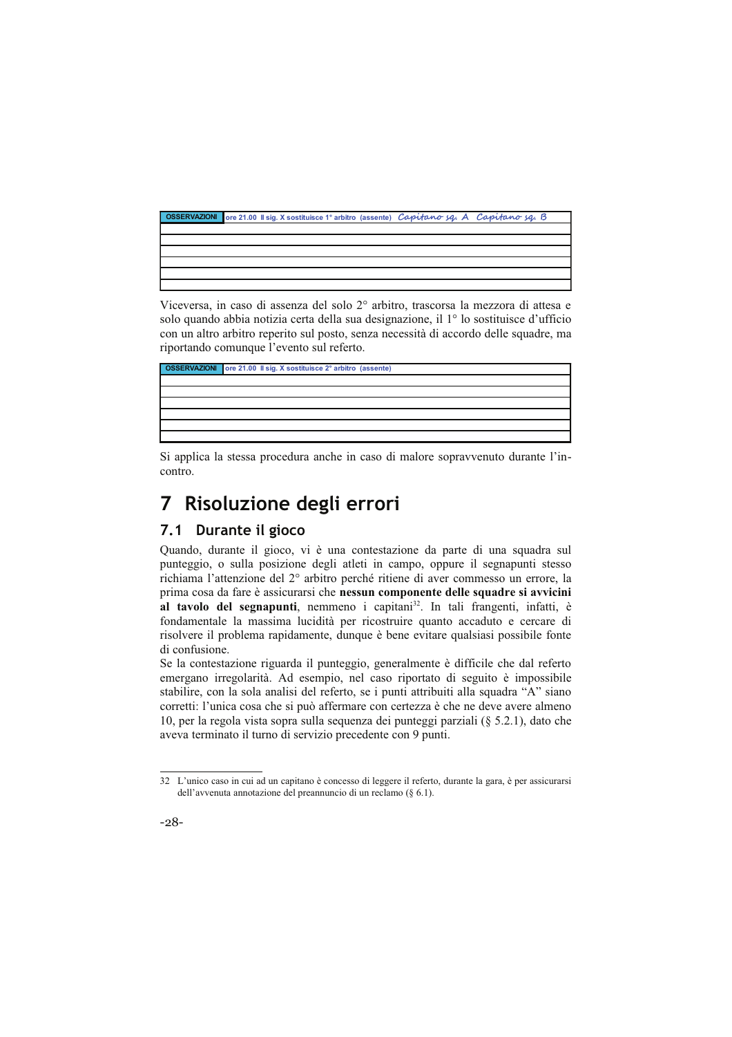| OSSERVAZIONI | ore 21.00 Il sig. X sostituisce 1° arbitro (assente) *Capitano sq. A* *Capitano sq. B* |
|---|---|
| | |
| | |
| | |
| | |
| | |

Viceversa, in caso di assenza del solo 2° arbitro, trascorsa la mezzora di attesa e solo quando abbia notizia certa della sua designazione, il 1° lo sostituisce d'ufficio con un altro arbitro reperito sul posto, senza necessità di accordo delle squadre, ma riportando comunque l'evento sul referto.

| OSSERVAZIONI | ore 21.00 Il sig. X sostituisce 2° arbitro (assente) |
|---|---|
| | |
| | |
| | |
| | |
| | |

Si applica la stessa procedura anche in caso di malore sopravvenuto durante l'incontro.

# 7 Risoluzione degli errori

## 7.1 Durante il gioco

Quando, durante il gioco, vi è una contestazione da parte di una squadra sul punteggio, o sulla posizione degli atleti in campo, oppure il segnapunti stesso richiama l'attenzione del 2° arbitro perché ritiene di aver commesso un errore, la prima cosa da fare è assicurarsi che **nessun componente delle squadre si avvicini al tavolo del segnapunti**, nemmeno i capitani[32]. In tali frangenti, infatti, è fondamentale la massima lucidità per ricostruire quanto accaduto e cercare di risolvere il problema rapidamente, dunque è bene evitare qualsiasi possibile fonte di confusione.

Se la contestazione riguarda il punteggio, generalmente è difficile che dal referto emergano irregolarità. Ad esempio, nel caso riportato di seguito è impossibile stabilire, con la sola analisi del referto, se i punti attribuiti alla squadra "A" siano corretti: l'unica cosa che si può affermare con certezza è che ne deve avere almeno 10, per la regola vista sopra sulla sequenza dei punteggi parziali (§ 5.2.1), dato che aveva terminato il turno di servizio precedente con 9 punti.

---

32 L'unico caso in cui ad un capitano è concesso di leggere il referto, durante la gara, è per assicurarsi dell'avvenuta annotazione del preannuncio di un reclamo (§ 6.1).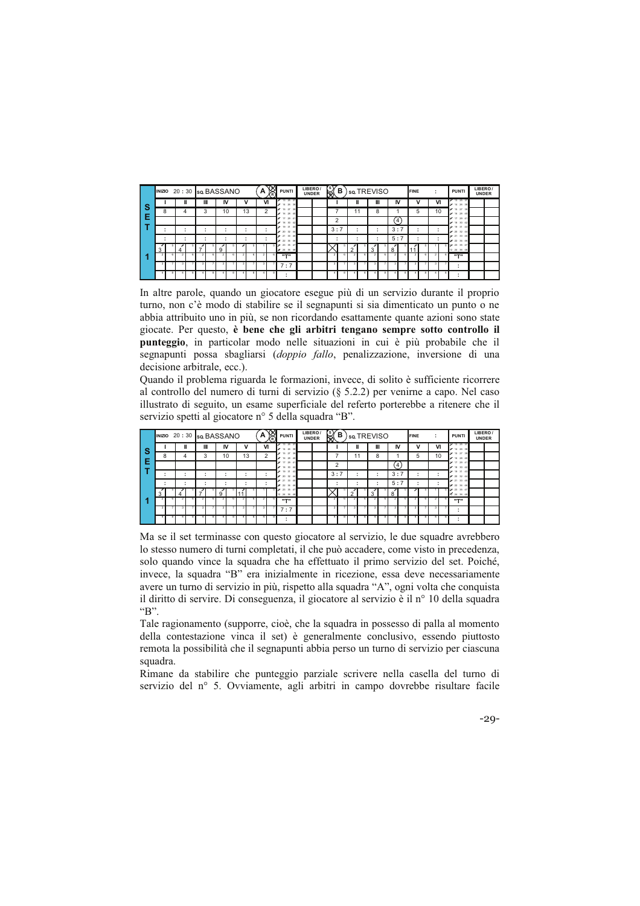| SET 1 | INIZIO 20 : 30 | SQ. BASSANO | | | | | A | PUNTI | LIBERO / UNDER | B | SQ. TREVISO | | | | | | FINE : | PUNTI | LIBERO / UNDER |
|---|---|---|---|---|---|---|---|---|---|---|---|---|---|---|---|---|---|---|---|
| | I | II | III | IV | V | VI | | | | | I | II | III | IV | V | VI | | | |
| | 8 | 4 | 3 | 10 | 13 | 2 | | | | | 7 | 11 | 8 | 1 | 5 | 10 | | | |
| | | | | | | | | | | | 2 | | | (4) | | | | | |
| | : | : | : | : | : | : | | | | | 3 : 7 | : | : | 3 : 7 | : | : | | | |
| | : | : | : | : | : | : | | | | | : | : | : | 5 : 7 | : | : | | | |
| | 3 | 4 | 7 | 9 | 11 | | | "T" | | | | 2 | 3 | 8 | 11 | | | "T" | |
| | | | | | | | | 7 : 7 | | | | | | | | | | : | |
| | | | | | | | | : | | | | | | | | | | : | |

In altre parole, quando un giocatore esegue più di un servizio durante il proprio turno, non c'è modo di stabilire se il segnapunti si sia dimenticato un punto o ne abbia attribuito uno in più, se non ricordando esattamente quante azioni sono state giocate. Per questo, **è bene che gli arbitri tengano sempre sotto controllo il punteggio**, in particolar modo nelle situazioni in cui è più probabile che il segnapunti possa sbagliarsi (*doppio fallo*, penalizzazione, inversione di una decisione arbitrale, ecc.).

Quando il problema riguarda le formazioni, invece, di solito è sufficiente ricorrere al controllo del numero di turni di servizio (§ 5.2.2) per venirne a capo. Nel caso illustrato di seguito, un esame superficiale del referto porterebbe a ritenere che il servizio spetti al giocatore n° 5 della squadra "B".

| SET 1 | INIZIO 20 : 30 | SQ. BASSANO | | | | | A | PUNTI | LIBERO / UNDER | B | SQ. TREVISO | | | | | | FINE : | PUNTI | LIBERO / UNDER |
|---|---|---|---|---|---|---|---|---|---|---|---|---|---|---|---|---|---|---|---|
| | I | II | III | IV | V | VI | | | | | I | II | III | IV | V | VI | | | |
| | 8 | 4 | 3 | 10 | 13 | 2 | | | | | 7 | 11 | 8 | 1 | 5 | 10 | | | |
| | | | | | | | | | | | 2 | | | (4) | | | | | |
| | : | : | : | : | : | : | | | | | 3 : 7 | : | : | 3 : 7 | : | : | | | |
| | : | : | : | : | : | : | | | | | : | : | : | 5 : 7 | : | : | | | |
| | 3 | 4 | 7 | 9 | 11 | | | "T" | | | | 2 | 3 | 8 | | | | "T" | |
| | | | | | | | | 7 : 7 | | | | | | | | | | : | |
| | | | | | | | | : | | | | | | | | | | : | |

Ma se il set terminasse con questo giocatore al servizio, le due squadre avrebbero lo stesso numero di turni completati, il che può accadere, come visto in precedenza, solo quando vince la squadra che ha effettuato il primo servizio del set. Poiché, invece, la squadra "B" era inizialmente in ricezione, essa deve necessariamente avere un turno di servizio in più, rispetto alla squadra "A", ogni volta che conquista il diritto di servire. Di conseguenza, il giocatore al servizio è il n° 10 della squadra "B".

Tale ragionamento (supporre, cioè, che la squadra in possesso di palla al momento della contestazione vinca il set) è generalmente conclusivo, essendo piuttosto remota la possibilità che il segnapunti abbia perso un turno di servizio per ciascuna squadra.

Rimane da stabilire che punteggio parziale scrivere nella casella del turno di servizio del n° 5. Ovviamente, agli arbitri in campo dovrebbe risultare facile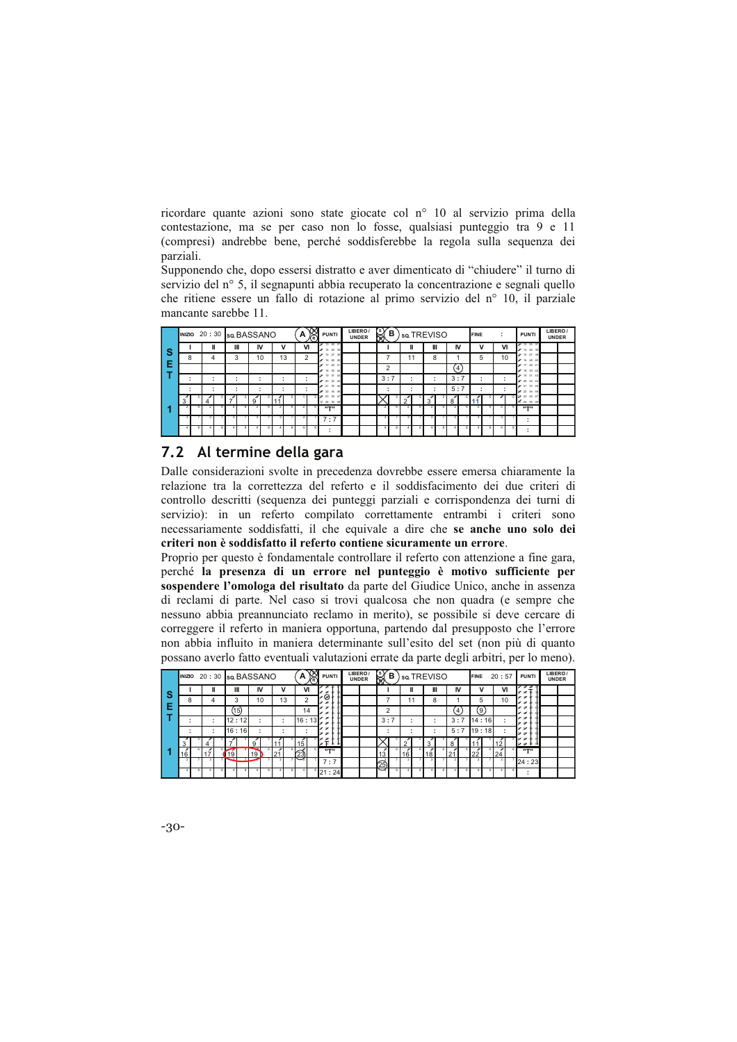ricordare quante azioni sono state giocate col n° 10 al servizio prima della contestazione, ma se per caso non lo fosse, qualsiasi punteggio tra 9 e 11 (compresi) andrebbe bene, perché soddisferebbe la regola sulla sequenza dei parziali.
Supponendo che, dopo essersi distratto e aver dimenticato di "chiudere" il turno di servizio del n° 5, il segnapunti abbia recuperato la concentrazione e segnali quello che ritiene essere un fallo di rotazione al primo servizio del n° 10, il parziale mancante sarebbe 11.

| SET 1 | INIZIO 20 : 30 | SQ. BASSANO | | | | A | PUNTI | LIBERO / UNDER | B | SQ. TREVISO | | | FINE : | | | PUNTI | LIBERO / UNDER |
|---|---|---|---|---|---|---|---|---|---|---|---|---|---|---|---|---|---|
| | I | II | III | IV | V | VI | | | I | II | III | IV | V | VI | | | |
| | 8 | 4 | 3 | 10 | 13 | 2 | | | 7 | 11 | 8 | 1 | 5 | 10 | | | |
| | | | | | | | | | 2 | | | (4) | | | | | |
| | : | : | : | : | : | : | | | 3 : 7 | : | : | 3 : 7 | : | : | | | |
| | : | : | : | : | : | : | | | : | : | : | 5 : 7 | : | : | | | |
| | 3 | 4 | 7 | 9 | 11 | | | | X | 2 | 3 | 8 | 11 | | | | |
| | | | | | | | "T" | | | | | | | | "T" | | |
| | | | | | | | 7 : 7 | | | | | | | | : | | |
| | | | | | | | : | | | | | | | | : | | |

## 7.2 Al termine della gara

Dalle considerazioni svolte in precedenza dovrebbe essere emersa chiaramente la relazione tra la correttezza del referto e il soddisfacimento dei due criteri di controllo descritti (sequenza dei punteggi parziali e corrispondenza dei turni di servizio): in un referto compilato correttamente entrambi i criteri sono necessariamente soddisfatti, il che equivale a dire che **se anche uno solo dei criteri non è soddisfatto il referto contiene sicuramente un errore**.
Proprio per questo è fondamentale controllare il referto con attenzione a fine gara, perché **la presenza di un errore nel punteggio è motivo sufficiente per sospendere l'omologa del risultato** da parte del Giudice Unico, anche in assenza di reclami di parte. Nel caso si trovi qualcosa che non quadra (e sempre che nessuno abbia preannunciato reclamo in merito), se possibile si deve cercare di correggere il referto in maniera opportuna, partendo dal presupposto che l'errore non abbia influito in maniera determinante sull'esito del set (non più di quanto possano averlo fatto eventuali valutazioni errate da parte degli arbitri, per lo meno).

| SET 1 | INIZIO 20 : 30 | SQ. BASSANO | | | | A | PUNTI | LIBERO / UNDER | B | SQ. TREVISO | | | FINE 20 : 57 | | | PUNTI | LIBERO / UNDER |
|---|---|---|---|---|---|---|---|---|---|---|---|---|---|---|---|---|---|
| | I | II | III | IV | V | VI | | | I | II | III | IV | V | VI | | | |
| | 8 | 4 | 3 | 10 | 13 | 2 | | | 7 | 11 | 8 | 1 | 5 | 10 | | | |
| | | | (15) | | | 14 | | | 2 | | | (4) | (9) | | | | |
| | : | : | 12 : 12 | : | : | 16 : 13 | | | 3 : 7 | : | : | 3 : 7 | 14 : 16 | : | | | |
| | : | : | 16 : 16 | : | : | : | | | : | : | : | 5 : 7 | 19 : 18 | : | | | |
| | 3 | 4 | 7 | 9 | 11 | 15 | | | X | 2 | 3 | 8 | 11 | 12 | | | |
| | 16 | 17 | 19 | 19 | 21 | (23) | "T" | | 13 | 16 | 18 | 21 | 22 | 24 | "T" | | |
| | | | | | | | 7 : 7 | | (25) | | | | | | 24 : 23 | | |
| | | | | | | | 21 : 24 | | | | | | | | : | | |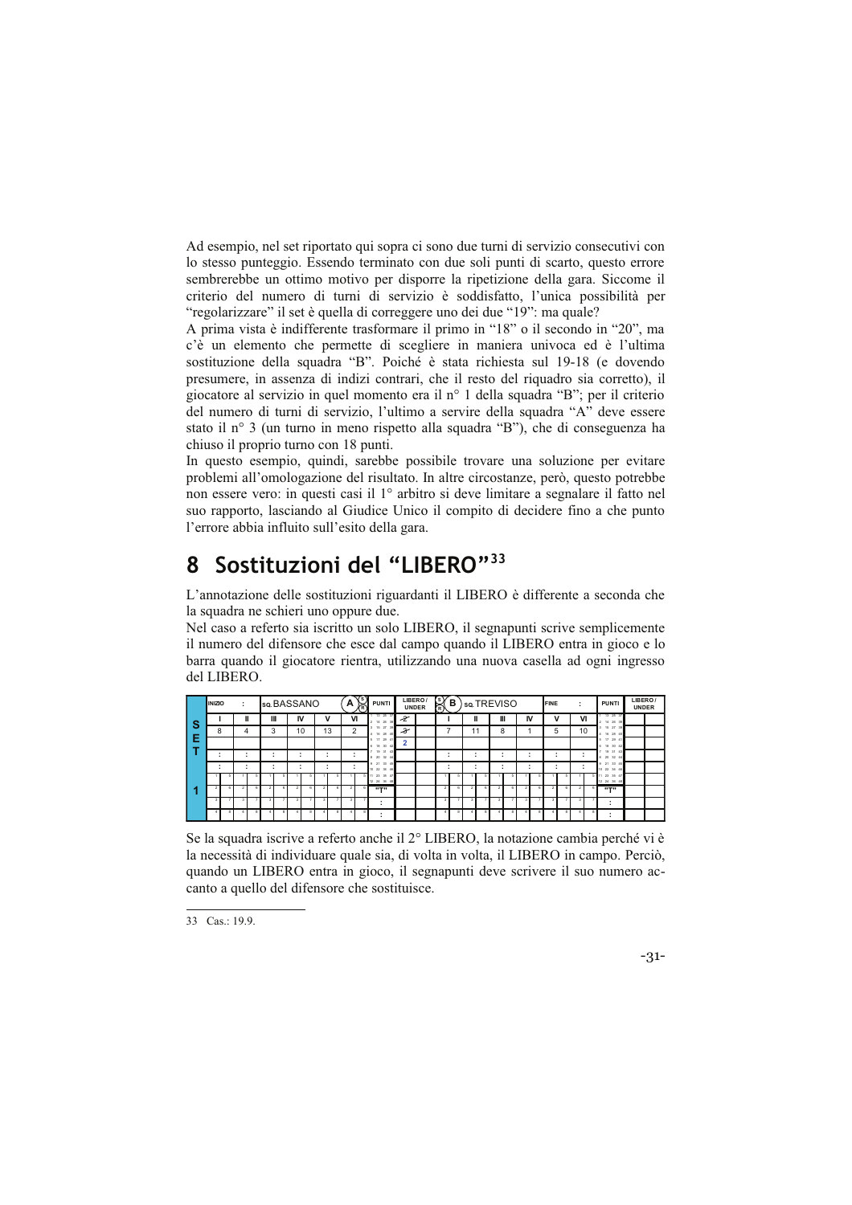Ad esempio, nel set riportato qui sopra ci sono due turni di servizio consecutivi con lo stesso punteggio. Essendo terminato con due soli punti di scarto, questo errore sembrerebbe un ottimo motivo per disporre la ripetizione della gara. Siccome il criterio del numero di turni di servizio è soddisfatto, l'unica possibilità per "regolarizzare" il set è quella di correggere uno dei due "19": ma quale?
A prima vista è indifferente trasformare il primo in "18" o il secondo in "20", ma c'è un elemento che permette di scegliere in maniera univoca ed è l'ultima sostituzione della squadra "B". Poiché è stata richiesta sul 19-18 (e dovendo presumere, in assenza di indizi contrari, che il resto del riquadro sia corretto), il giocatore al servizio in quel momento era il n° 1 della squadra "B"; per il criterio del numero di turni di servizio, l'ultimo a servire della squadra "A" deve essere stato il n° 3 (un turno in meno rispetto alla squadra "B"), che di conseguenza ha chiuso il proprio turno con 18 punti.
In questo esempio, quindi, sarebbe possibile trovare una soluzione per evitare problemi all'omologazione del risultato. In altre circostanze, però, questo potrebbe non essere vero: in questi casi il 1° arbitro si deve limitare a segnalare il fatto nel suo rapporto, lasciando al Giudice Unico il compito di decidere fino a che punto l'errore abbia influito sull'esito della gara.

# 8 Sostituzioni del "LIBERO"[33]

L'annotazione delle sostituzioni riguardanti il LIBERO è differente a seconda che la squadra ne schieri uno oppure due.
Nel caso a referto sia iscritto un solo LIBERO, il segnapunti scrive semplicemente il numero del difensore che esce dal campo quando il LIBERO entra in gioco e lo barra quando il giocatore rientra, utilizzando una nuova casella ad ogni ingresso del LIBERO.

| SET 1 | INIZIO : | SQ. BASSANO | | | | | A | PUNTI | LIBERO / UNDER | | B | SQ. TREVISO | | | | | FINE : | PUNTI | LIBERO / UNDER |
|---|---|---|---|---|---|---|---|---|---|---|---|---|---|---|---|---|---|---|---|
| | I | II | III | IV | V | VI | | | | | I | II | III | IV | V | VI | | | |
| | 8 | 4 | 3 | 10 | 13 | 2 | | | ~~2~~ | | 7 | 11 | 8 | 1 | 5 | 10 | | | |
| | | | | | | | | | ~~2~~ | | | | | | | | | | |
| | | | | | | | | | 2 | | | | | | | | | | |

Se la squadra iscrive a referto anche il 2° LIBERO, la notazione cambia perché vi è la necessità di individuare quale sia, di volta in volta, il LIBERO in campo. Perciò, quando un LIBERO entra in gioco, il segnapunti deve scrivere il suo numero accanto a quello del difensore che sostituisce.

33 Cas.: 19.9.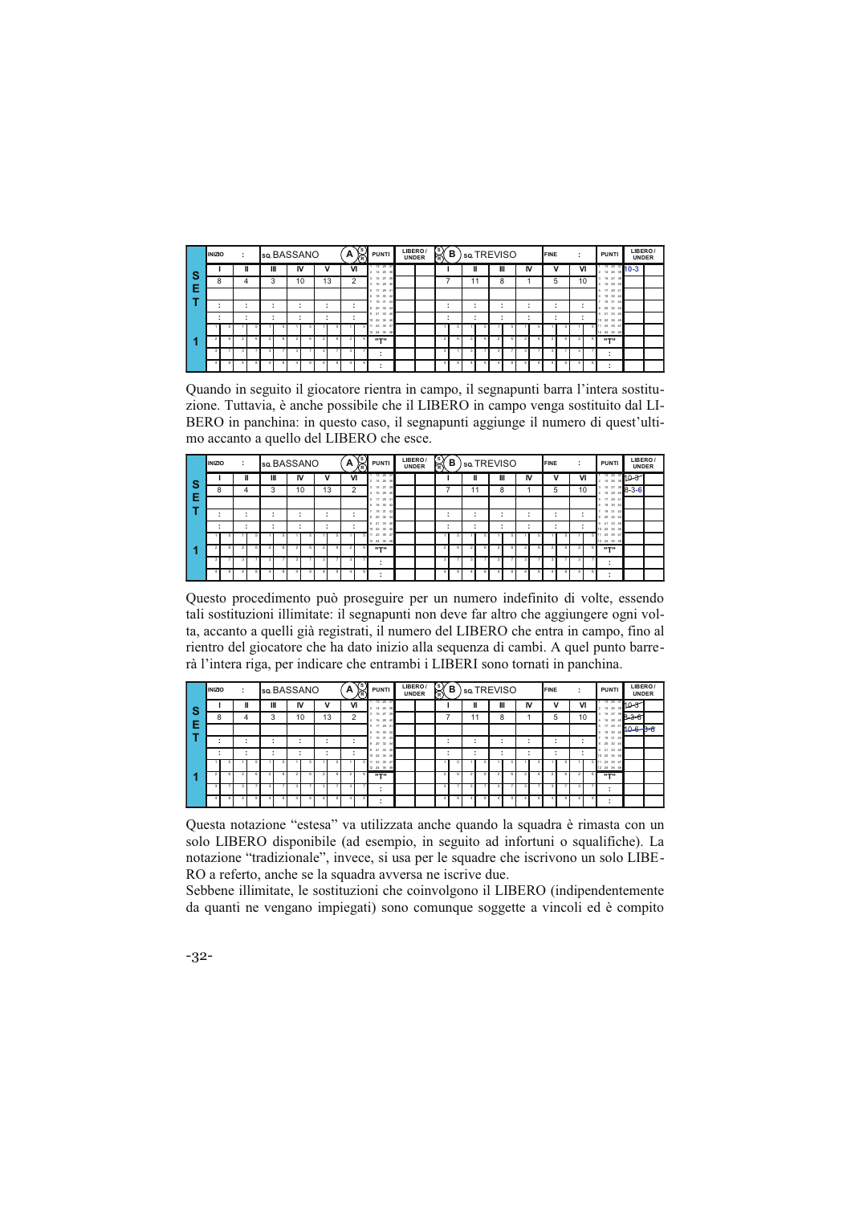| SET 1 | INIZIO | : | SQ. BASSANO | | | | A | PUNTI | LIBERO / UNDER | | B | SQ. TREVISO | | | | FINE | : | PUNTI | LIBERO / UNDER | |
|---|---|---|---|---|---|---|---|---|---|---|---|---|---|---|---|---|---|---|---|---|
| | I | II | III | IV | V | VI | | | | | | I | II | III | IV | V | VI | | 10-3 | |
| | 8 | 4 | 3 | 10 | 13 | 2 | | | | | | 7 | 11 | 8 | 1 | 5 | 10 | | | |

Quando in seguito il giocatore rientra in campo, il segnapunti barra l'intera sostituzione. Tuttavia, è anche possibile che il LIBERO in campo venga sostituito dal LIBERO in panchina: in questo caso, il segnapunti aggiunge il numero di quest'ultimo accanto a quello del LIBERO che esce.

| SET 1 | INIZIO | : | SQ. BASSANO | | | | A | PUNTI | LIBERO / UNDER | | B | SQ. TREVISO | | | | FINE | : | PUNTI | LIBERO / UNDER | |
|---|---|---|---|---|---|---|---|---|---|---|---|---|---|---|---|---|---|---|---|---|
| | I | II | III | IV | V | VI | | | | | | I | II | III | IV | V | VI | | 10-3 | |
| | 8 | 4 | 3 | 10 | 13 | 2 | | | | | | 7 | 11 | 8 | 1 | 5 | 10 | | 8-3-6 | |

Questo procedimento può proseguire per un numero indefinito di volte, essendo tali sostituzioni illimitate: il segnapunti non deve far altro che aggiungere ogni volta, accanto a quelli già registrati, il numero del LIBERO che entra in campo, fino al rientro del giocatore che ha dato inizio alla sequenza di cambi. A quel punto barrerà l'intera riga, per indicare che entrambi i LIBERI sono tornati in panchina.

| SET 1 | INIZIO | : | SQ. BASSANO | | | | A | PUNTI | LIBERO / UNDER | | B | SQ. TREVISO | | | | FINE | : | PUNTI | LIBERO / UNDER | |
|---|---|---|---|---|---|---|---|---|---|---|---|---|---|---|---|---|---|---|---|---|
| | I | II | III | IV | V | VI | | | | | | I | II | III | IV | V | VI | | ~~10-3~~ | |
| | 8 | 4 | 3 | 10 | 13 | 2 | | | | | | 7 | 11 | 8 | 1 | 5 | 10 | | ~~8-3-6~~ | |
| | | | | | | | | | | | | | | | | | | | ~~10-6-3-6~~ | |

Questa notazione "estesa" va utilizzata anche quando la squadra è rimasta con un solo LIBERO disponibile (ad esempio, in seguito ad infortuni o squalifiche). La notazione "tradizionale", invece, si usa per le squadre che iscrivono un solo LIBERO a referto, anche se la squadra avversa ne iscrive due.

Sebbene illimitate, le sostituzioni che coinvolgono il LIBERO (indipendentemente da quanti ne vengano impiegati) sono comunque soggette a vincoli ed è compito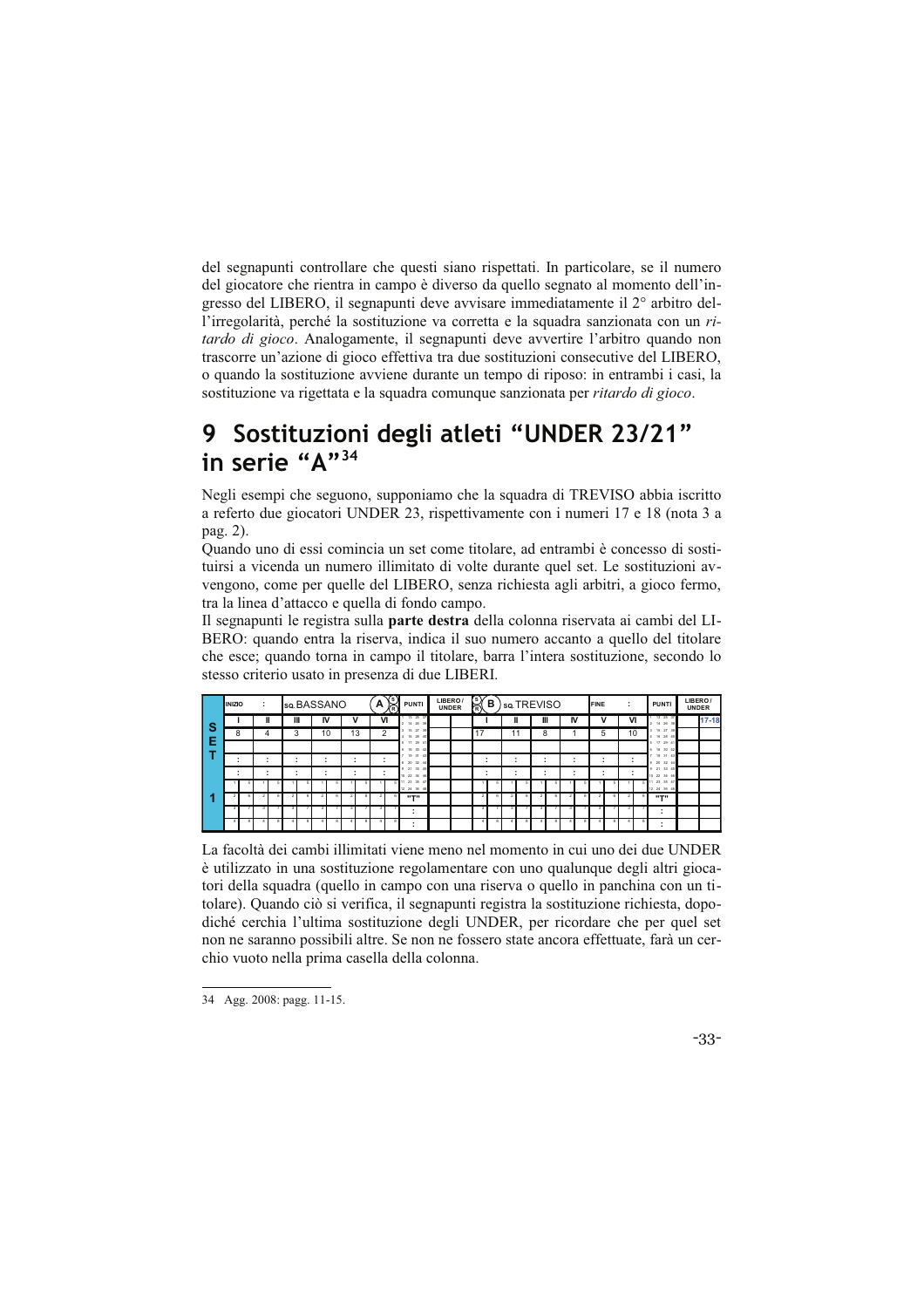del segnapunti controllare che questi siano rispettati. In particolare, se il numero del giocatore che rientra in campo è diverso da quello segnato al momento dell'ingresso del LIBERO, il segnapunti deve avvisare immediatamente il 2° arbitro dell'irregolarità, perché la sostituzione va corretta e la squadra sanzionata con un *ritardo di gioco*. Analogamente, il segnapunti deve avvertire l'arbitro quando non trascorre un'azione di gioco effettiva tra due sostituzioni consecutive del LIBERO, o quando la sostituzione avviene durante un tempo di riposo: in entrambi i casi, la sostituzione va rigettata e la squadra comunque sanzionata per *ritardo di gioco*.

# 9 Sostituzioni degli atleti "UNDER 23/21" in serie "A"[34]

Negli esempi che seguono, supponiamo che la squadra di TREVISO abbia iscritto a referto due giocatori UNDER 23, rispettivamente con i numeri 17 e 18 (nota 3 a pag. 2).

Quando uno di essi comincia un set come titolare, ad entrambi è concesso di sostituirsi a vicenda un numero illimitato di volte durante quel set. Le sostituzioni avvengono, come per quelle del LIBERO, senza richiesta agli arbitri, a gioco fermo, tra la linea d'attacco e quella di fondo campo.

Il segnapunti le registra sulla **parte destra** della colonna riservata ai cambi del LIBERO: quando entra la riserva, indica il suo numero accanto a quello del titolare che esce; quando torna in campo il titolare, barra l'intera sostituzione, secondo lo stesso criterio usato in presenza di due LIBERI.

| SET 1 | I | II | III | IV | V | VI | PUNTI | LIBERO / UNDER | | I | II | III | IV | V | VI | PUNTI | LIBERO / UNDER |
|---|---|---|---|---|---|---|---|---|---|---|---|---|---|---|---|---|---|
| INIZIO : | SQ. BASSANO (A) | | | | | | | | SQ. TREVISO (B) | FINE : | | | | | | | |
| | 8 | 4 | 3 | 10 | 13 | 2 | | | | 17 | 11 | 8 | 1 | 5 | 10 | | 17-18 |

La facoltà dei cambi illimitati viene meno nel momento in cui uno dei due UNDER è utilizzato in una sostituzione regolamentare con uno qualunque degli altri giocatori della squadra (quello in campo con una riserva o quello in panchina con un titolare). Quando ciò si verifica, il segnapunti registra la sostituzione richiesta, dopodiché cerchia l'ultima sostituzione degli UNDER, per ricordare che per quel set non ne saranno possibili altre. Se non ne fossero state ancora effettuate, farà un cerchio vuoto nella prima casella della colonna.

34 Agg. 2008: pagg. 11-15.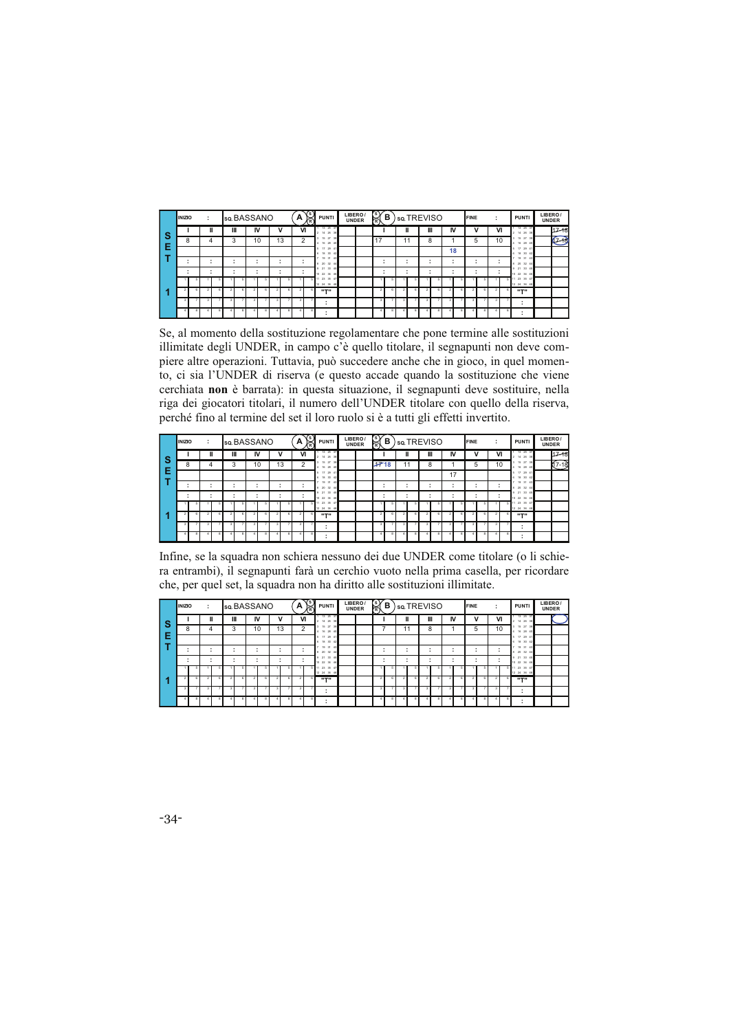| INIZIO : | SQ. BASSANO | | | | | A (S/R) | PUNTI | LIBERO / UNDER | B (S/R) | SQ. TREVISO | | | | | FINE : | PUNTI | LIBERO / UNDER |
|---|---|---|---|---|---|---|---|---|---|---|---|---|---|---|---|---|---|
| I | II | III | IV | V | VI | | | | I | II | III | IV | V | VI | | | |
| 8 | 4 | 3 | 10 | 13 | 2 | | | | 17 | 11 | 8 | 1 | 5 | 10 | | | 17-18 |
| | | | | | | | | | | | | 18 | | | | | 17-18 |
| | | | | | | | "T" | | | | | | | | | "T" | |

Se, al momento della sostituzione regolamentare che pone termine alle sostituzioni illimitate degli UNDER, in campo c'è quello titolare, il segnapunti non deve compiere altre operazioni. Tuttavia, può succedere anche che in gioco, in quel momento, ci sia l'UNDER di riserva (e questo accade quando la sostituzione che viene cerchiata **non** è barrata): in questa situazione, il segnapunti deve sostituire, nella riga dei giocatori titolari, il numero dell'UNDER titolare con quello della riserva, perché fino al termine del set il loro ruolo si è a tutti gli effetti invertito.

| INIZIO : | SQ. BASSANO | | | | | A (S/R) | PUNTI | LIBERO / UNDER | B (S/R) | SQ. TREVISO | | | | | FINE : | PUNTI | LIBERO / UNDER |
|---|---|---|---|---|---|---|---|---|---|---|---|---|---|---|---|---|---|
| I | II | III | IV | V | VI | | | | I | II | III | IV | V | VI | | | |
| 8 | 4 | 3 | 10 | 13 | 2 | | | | ~~17~~ 18 | 11 | 8 | 1 | 5 | 10 | | | 17-18 |
| | | | | | | | | | | | | 17 | | | | | 17-18 |
| | | | | | | | "T" | | | | | | | | | "T" | |

Infine, se la squadra non schiera nessuno dei due UNDER come titolare (o li schiera entrambi), il segnapunti farà un cerchio vuoto nella prima casella, per ricordare che, per quel set, la squadra non ha diritto alle sostituzioni illimitate.

| INIZIO : | SQ. BASSANO | | | | | A (S/R) | PUNTI | LIBERO / UNDER | B (S/R) | SQ. TREVISO | | | | | FINE : | PUNTI | LIBERO / UNDER |
|---|---|---|---|---|---|---|---|---|---|---|---|---|---|---|---|---|---|
| I | II | III | IV | V | VI | | | | I | II | III | IV | V | VI | | | ◯ |
| 8 | 4 | 3 | 10 | 13 | 2 | | | | 7 | 11 | 8 | 1 | 5 | 10 | | | |
| | | | | | | | "T" | | | | | | | | | "T" | |